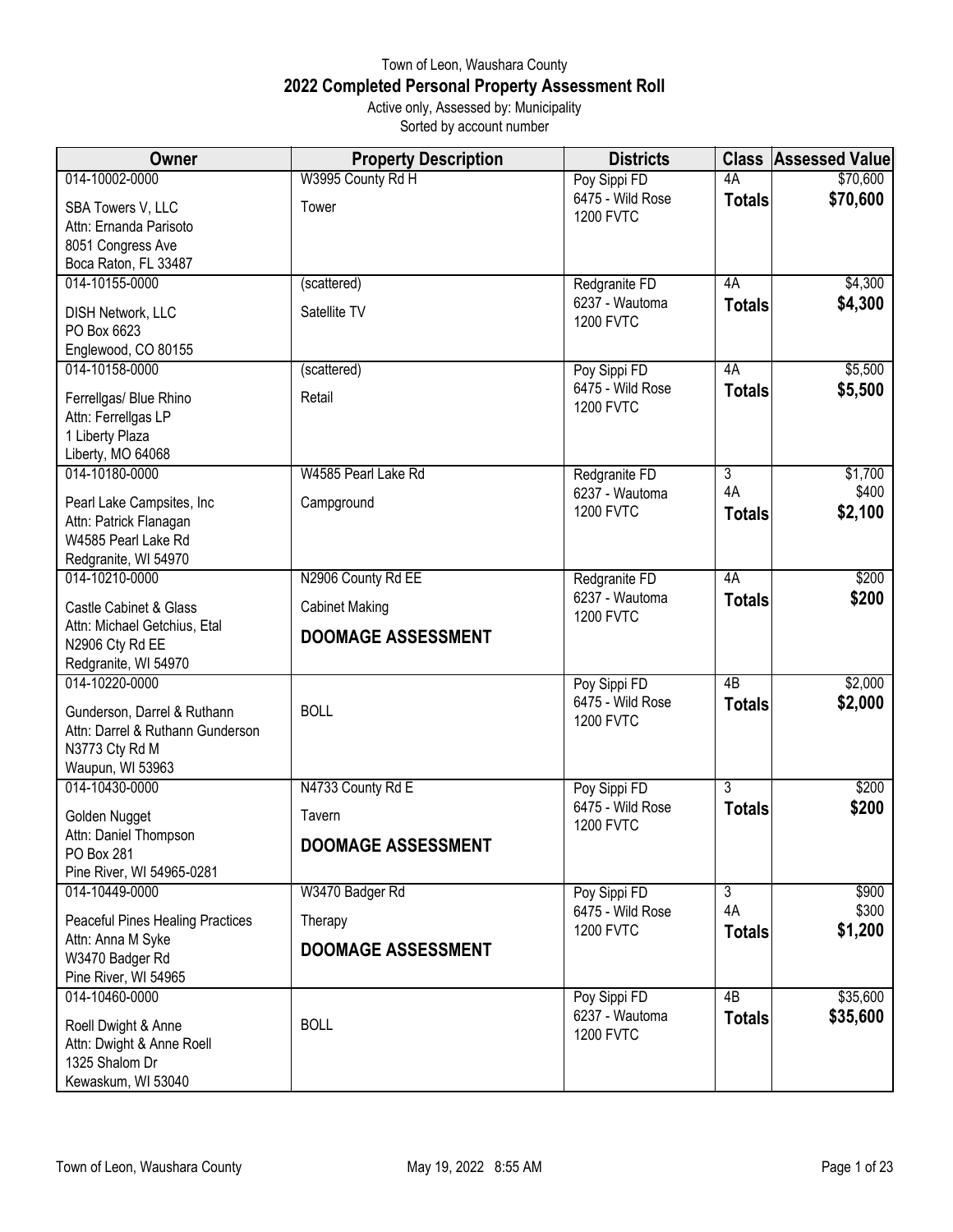# Town of Leon, Waushara County

## 2022 Completed Personal Property Assessment Roll

Active only, Assessed by: Municipality

Sorted by account number

| Owner | Property Description | Districts | Class | Assessed Value |
|---|---|---|---|---|
| 014-10002-0000<br>SBA Towers V, LLC<br>Attn: Ernanda Parisoto<br>8051 Congress Ave<br>Boca Raton, FL 33487 | W3995 County Rd H<br>Tower | Poy Sippi FD<br>6475 - Wild Rose<br>1200 FVTC | 4A<br>**Totals** | $70,600<br>**$70,600** |
| 014-10155-0000<br>DISH Network, LLC<br>PO Box 6623<br>Englewood, CO 80155 | (scattered)<br>Satellite TV | Redgranite FD<br>6237 - Wautoma<br>1200 FVTC | 4A<br>**Totals** | $4,300<br>**$4,300** |
| 014-10158-0000<br>Ferrellgas/ Blue Rhino<br>Attn: Ferrellgas LP<br>1 Liberty Plaza<br>Liberty, MO 64068 | (scattered)<br>Retail | Poy Sippi FD<br>6475 - Wild Rose<br>1200 FVTC | 4A<br>**Totals** | $5,500<br>**$5,500** |
| 014-10180-0000<br>Pearl Lake Campsites, Inc<br>Attn: Patrick Flanagan<br>W4585 Pearl Lake Rd<br>Redgranite, WI 54970 | W4585 Pearl Lake Rd<br>Campground | Redgranite FD<br>6237 - Wautoma<br>1200 FVTC | 3<br>4A<br>**Totals** | $1,700<br>$400<br>**$2,100** |
| 014-10210-0000<br>Castle Cabinet & Glass<br>Attn: Michael Getchius, Etal<br>N2906 Cty Rd EE<br>Redgranite, WI 54970 | N2906 County Rd EE<br>Cabinet Making<br>**DOOMAGE ASSESSMENT** | Redgranite FD<br>6237 - Wautoma<br>1200 FVTC | 4A<br>**Totals** | $200<br>**$200** |
| 014-10220-0000<br>Gunderson, Darrel & Ruthann<br>Attn: Darrel & Ruthann Gunderson<br>N3773 Cty Rd M<br>Waupun, WI 53963 | BOLL | Poy Sippi FD<br>6475 - Wild Rose<br>1200 FVTC | 4B<br>**Totals** | $2,000<br>**$2,000** |
| 014-10430-0000<br>Golden Nugget<br>Attn: Daniel Thompson<br>PO Box 281<br>Pine River, WI 54965-0281 | N4733 County Rd E<br>Tavern<br>**DOOMAGE ASSESSMENT** | Poy Sippi FD<br>6475 - Wild Rose<br>1200 FVTC | 3<br>**Totals** | $200<br>**$200** |
| 014-10449-0000<br>Peaceful Pines Healing Practices<br>Attn: Anna M Syke<br>W3470 Badger Rd<br>Pine River, WI 54965 | W3470 Badger Rd<br>Therapy<br>**DOOMAGE ASSESSMENT** | Poy Sippi FD<br>6475 - Wild Rose<br>1200 FVTC | 3<br>4A<br>**Totals** | $900<br>$300<br>**$1,200** |
| 014-10460-0000<br>Roell Dwight & Anne<br>Attn: Dwight & Anne Roell<br>1325 Shalom Dr<br>Kewaskum, WI 53040 | BOLL | Poy Sippi FD<br>6237 - Wautoma<br>1200 FVTC | 4B<br>**Totals** | $35,600<br>**$35,600** |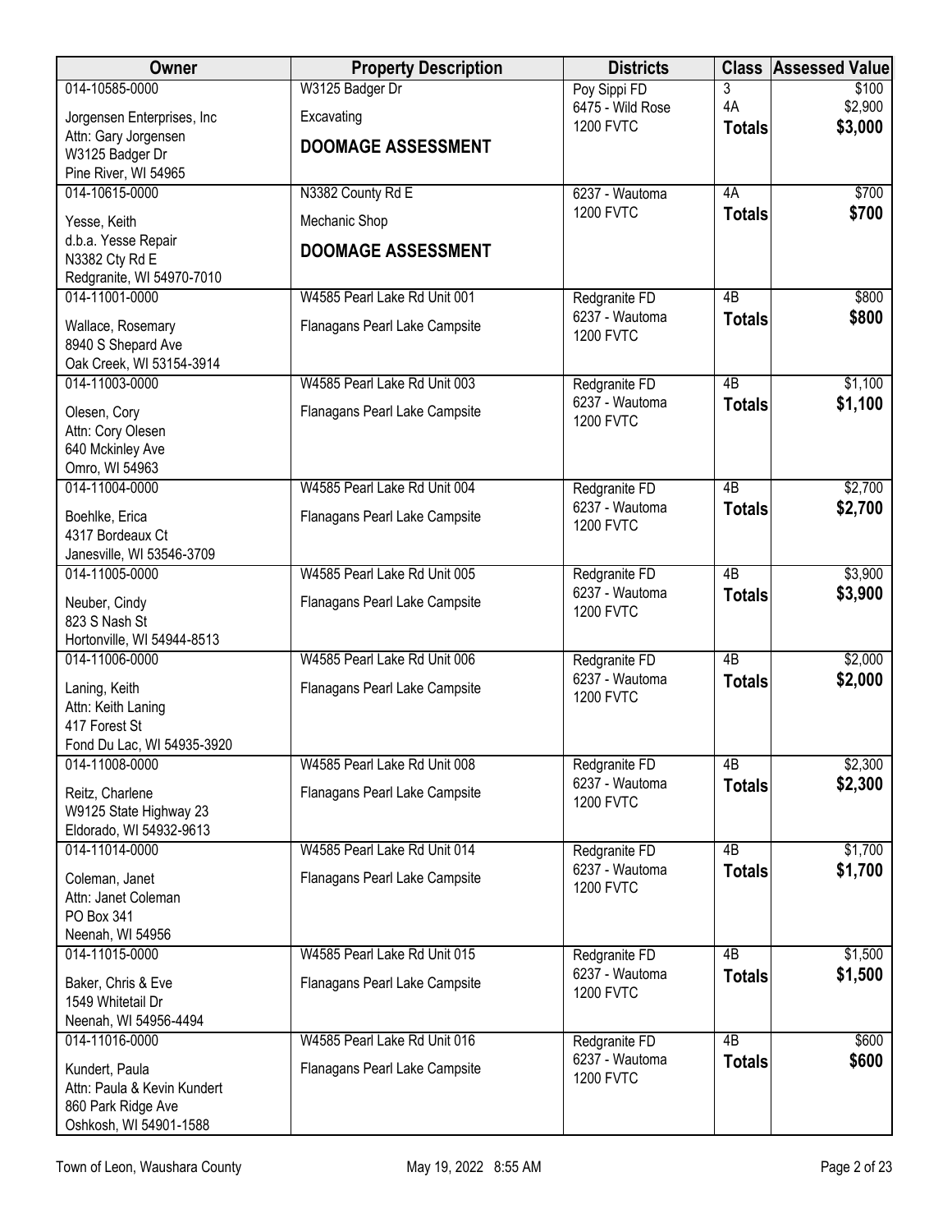| Owner | Property Description | Districts | Class | Assessed Value |
|---|---|---|---|---|
| 014-10585-0000<br>Jorgensen Enterprises, Inc<br>Attn: Gary Jorgensen<br>W3125 Badger Dr<br>Pine River, WI 54965 | W3125 Badger Dr<br>Excavating<br>**DOOMAGE ASSESSMENT** | Poy Sippi FD<br>6475 - Wild Rose<br>1200 FVTC | 3<br>4A<br>**Totals** | $100<br>$2,900<br>**$3,000** |
| 014-10615-0000<br>Yesse, Keith<br>d.b.a. Yesse Repair<br>N3382 Cty Rd E<br>Redgranite, WI 54970-7010 | N3382 County Rd E<br>Mechanic Shop<br>**DOOMAGE ASSESSMENT** | 6237 - Wautoma<br>1200 FVTC | 4A<br>**Totals** | $700<br>**$700** |
| 014-11001-0000<br>Wallace, Rosemary<br>8940 S Shepard Ave<br>Oak Creek, WI 53154-3914 | W4585 Pearl Lake Rd Unit 001<br>Flanagans Pearl Lake Campsite | Redgranite FD<br>6237 - Wautoma<br>1200 FVTC | 4B<br>**Totals** | $800<br>**$800** |
| 014-11003-0000<br>Olesen, Cory<br>Attn: Cory Olesen<br>640 Mckinley Ave<br>Omro, WI 54963 | W4585 Pearl Lake Rd Unit 003<br>Flanagans Pearl Lake Campsite | Redgranite FD<br>6237 - Wautoma<br>1200 FVTC | 4B<br>**Totals** | $1,100<br>**$1,100** |
| 014-11004-0000<br>Boehlke, Erica<br>4317 Bordeaux Ct<br>Janesville, WI 53546-3709 | W4585 Pearl Lake Rd Unit 004<br>Flanagans Pearl Lake Campsite | Redgranite FD<br>6237 - Wautoma<br>1200 FVTC | 4B<br>**Totals** | $2,700<br>**$2,700** |
| 014-11005-0000<br>Neuber, Cindy<br>823 S Nash St<br>Hortonville, WI 54944-8513 | W4585 Pearl Lake Rd Unit 005<br>Flanagans Pearl Lake Campsite | Redgranite FD<br>6237 - Wautoma<br>1200 FVTC | 4B<br>**Totals** | $3,900<br>**$3,900** |
| 014-11006-0000<br>Laning, Keith<br>Attn: Keith Laning<br>417 Forest St<br>Fond Du Lac, WI 54935-3920 | W4585 Pearl Lake Rd Unit 006<br>Flanagans Pearl Lake Campsite | Redgranite FD<br>6237 - Wautoma<br>1200 FVTC | 4B<br>**Totals** | $2,000<br>**$2,000** |
| 014-11008-0000<br>Reitz, Charlene<br>W9125 State Highway 23<br>Eldorado, WI 54932-9613 | W4585 Pearl Lake Rd Unit 008<br>Flanagans Pearl Lake Campsite | Redgranite FD<br>6237 - Wautoma<br>1200 FVTC | 4B<br>**Totals** | $2,300<br>**$2,300** |
| 014-11014-0000<br>Coleman, Janet<br>Attn: Janet Coleman<br>PO Box 341<br>Neenah, WI 54956 | W4585 Pearl Lake Rd Unit 014<br>Flanagans Pearl Lake Campsite | Redgranite FD<br>6237 - Wautoma<br>1200 FVTC | 4B<br>**Totals** | $1,700<br>**$1,700** |
| 014-11015-0000<br>Baker, Chris & Eve<br>1549 Whitetail Dr<br>Neenah, WI 54956-4494 | W4585 Pearl Lake Rd Unit 015<br>Flanagans Pearl Lake Campsite | Redgranite FD<br>6237 - Wautoma<br>1200 FVTC | 4B<br>**Totals** | $1,500<br>**$1,500** |
| 014-11016-0000<br>Kundert, Paula<br>Attn: Paula & Kevin Kundert<br>860 Park Ridge Ave<br>Oshkosh, WI 54901-1588 | W4585 Pearl Lake Rd Unit 016<br>Flanagans Pearl Lake Campsite | Redgranite FD<br>6237 - Wautoma<br>1200 FVTC | 4B<br>**Totals** | $600<br>**$600** |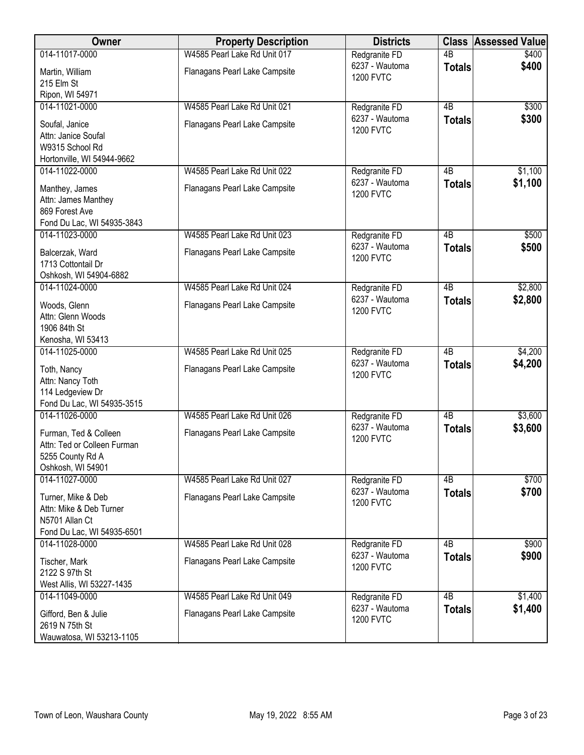| Owner | Property Description | Districts | Class | Assessed Value |
|---|---|---|---|---|
| 014-11017-0000<br>Martin, William<br>215 Elm St<br>Ripon, WI 54971 | W4585 Pearl Lake Rd Unit 017<br>Flanagans Pearl Lake Campsite | Redgranite FD<br>6237 - Wautoma<br>1200 FVTC | 4B<br>**Totals** | $400<br>**$400** |
| 014-11021-0000<br>Soufal, Janice<br>Attn: Janice Soufal<br>W9315 School Rd<br>Hortonville, WI 54944-9662 | W4585 Pearl Lake Rd Unit 021<br>Flanagans Pearl Lake Campsite | Redgranite FD<br>6237 - Wautoma<br>1200 FVTC | 4B<br>**Totals** | $300<br>**$300** |
| 014-11022-0000<br>Manthey, James<br>Attn: James Manthey<br>869 Forest Ave<br>Fond Du Lac, WI 54935-3843 | W4585 Pearl Lake Rd Unit 022<br>Flanagans Pearl Lake Campsite | Redgranite FD<br>6237 - Wautoma<br>1200 FVTC | 4B<br>**Totals** | $1,100<br>**$1,100** |
| 014-11023-0000<br>Balcerzak, Ward<br>1713 Cottontail Dr<br>Oshkosh, WI 54904-6882 | W4585 Pearl Lake Rd Unit 023<br>Flanagans Pearl Lake Campsite | Redgranite FD<br>6237 - Wautoma<br>1200 FVTC | 4B<br>**Totals** | $500<br>**$500** |
| 014-11024-0000<br>Woods, Glenn<br>Attn: Glenn Woods<br>1906 84th St<br>Kenosha, WI 53413 | W4585 Pearl Lake Rd Unit 024<br>Flanagans Pearl Lake Campsite | Redgranite FD<br>6237 - Wautoma<br>1200 FVTC | 4B<br>**Totals** | $2,800<br>**$2,800** |
| 014-11025-0000<br>Toth, Nancy<br>Attn: Nancy Toth<br>114 Ledgeview Dr<br>Fond Du Lac, WI 54935-3515 | W4585 Pearl Lake Rd Unit 025<br>Flanagans Pearl Lake Campsite | Redgranite FD<br>6237 - Wautoma<br>1200 FVTC | 4B<br>**Totals** | $4,200<br>**$4,200** |
| 014-11026-0000<br>Furman, Ted & Colleen<br>Attn: Ted or Colleen Furman<br>5255 County Rd A<br>Oshkosh, WI 54901 | W4585 Pearl Lake Rd Unit 026<br>Flanagans Pearl Lake Campsite | Redgranite FD<br>6237 - Wautoma<br>1200 FVTC | 4B<br>**Totals** | $3,600<br>**$3,600** |
| 014-11027-0000<br>Turner, Mike & Deb<br>Attn: Mike & Deb Turner<br>N5701 Allan Ct<br>Fond Du Lac, WI 54935-6501 | W4585 Pearl Lake Rd Unit 027<br>Flanagans Pearl Lake Campsite | Redgranite FD<br>6237 - Wautoma<br>1200 FVTC | 4B<br>**Totals** | $700<br>**$700** |
| 014-11028-0000<br>Tischer, Mark<br>2122 S 97th St<br>West Allis, WI 53227-1435 | W4585 Pearl Lake Rd Unit 028<br>Flanagans Pearl Lake Campsite | Redgranite FD<br>6237 - Wautoma<br>1200 FVTC | 4B<br>**Totals** | $900<br>**$900** |
| 014-11049-0000<br>Gifford, Ben & Julie<br>2619 N 75th St<br>Wauwatosa, WI 53213-1105 | W4585 Pearl Lake Rd Unit 049<br>Flanagans Pearl Lake Campsite | Redgranite FD<br>6237 - Wautoma<br>1200 FVTC | 4B<br>**Totals** | $1,400<br>**$1,400** |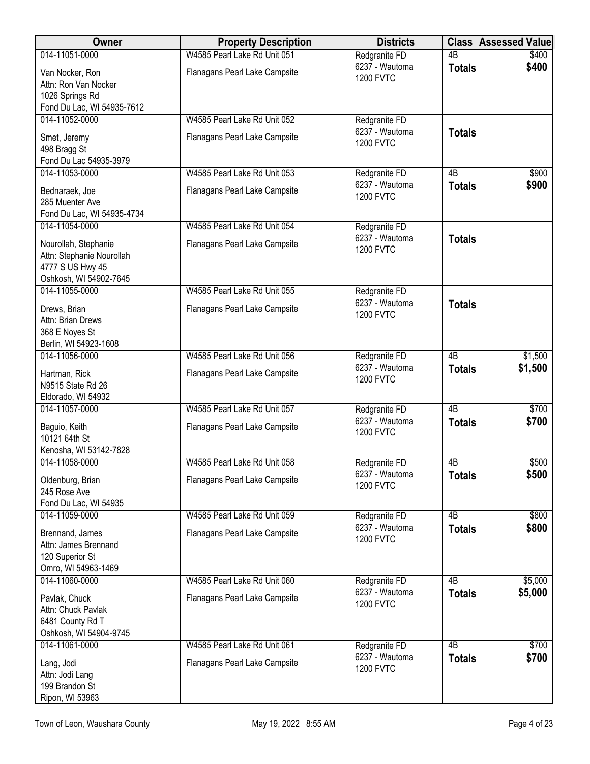| Owner | Property Description | Districts | Class | Assessed Value |
|---|---|---|---|---|
| 014-11051-0000<br>Van Nocker, Ron<br>Attn: Ron Van Nocker<br>1026 Springs Rd<br>Fond Du Lac, WI 54935-7612 | W4585 Pearl Lake Rd Unit 051<br>Flanagans Pearl Lake Campsite | Redgranite FD<br>6237 - Wautoma<br>1200 FVTC | 4B<br>**Totals** | $400<br>**$400** |
| 014-11052-0000<br>Smet, Jeremy<br>498 Bragg St<br>Fond Du Lac 54935-3979 | W4585 Pearl Lake Rd Unit 052<br>Flanagans Pearl Lake Campsite | Redgranite FD<br>6237 - Wautoma<br>1200 FVTC | **Totals** | |
| 014-11053-0000<br>Bednaraek, Joe<br>285 Muenter Ave<br>Fond Du Lac, WI 54935-4734 | W4585 Pearl Lake Rd Unit 053<br>Flanagans Pearl Lake Campsite | Redgranite FD<br>6237 - Wautoma<br>1200 FVTC | 4B<br>**Totals** | $900<br>**$900** |
| 014-11054-0000<br>Nourollah, Stephanie<br>Attn: Stephanie Nourollah<br>4777 S US Hwy 45<br>Oshkosh, WI 54902-7645 | W4585 Pearl Lake Rd Unit 054<br>Flanagans Pearl Lake Campsite | Redgranite FD<br>6237 - Wautoma<br>1200 FVTC | **Totals** | |
| 014-11055-0000<br>Drews, Brian<br>Attn: Brian Drews<br>368 E Noyes St<br>Berlin, WI 54923-1608 | W4585 Pearl Lake Rd Unit 055<br>Flanagans Pearl Lake Campsite | Redgranite FD<br>6237 - Wautoma<br>1200 FVTC | **Totals** | |
| 014-11056-0000<br>Hartman, Rick<br>N9515 State Rd 26<br>Eldorado, WI 54932 | W4585 Pearl Lake Rd Unit 056<br>Flanagans Pearl Lake Campsite | Redgranite FD<br>6237 - Wautoma<br>1200 FVTC | 4B<br>**Totals** | $1,500<br>**$1,500** |
| 014-11057-0000<br>Baguio, Keith<br>10121 64th St<br>Kenosha, WI 53142-7828 | W4585 Pearl Lake Rd Unit 057<br>Flanagans Pearl Lake Campsite | Redgranite FD<br>6237 - Wautoma<br>1200 FVTC | 4B<br>**Totals** | $700<br>**$700** |
| 014-11058-0000<br>Oldenburg, Brian<br>245 Rose Ave<br>Fond Du Lac, WI 54935 | W4585 Pearl Lake Rd Unit 058<br>Flanagans Pearl Lake Campsite | Redgranite FD<br>6237 - Wautoma<br>1200 FVTC | 4B<br>**Totals** | $500<br>**$500** |
| 014-11059-0000<br>Brennand, James<br>Attn: James Brennand<br>120 Superior St<br>Omro, WI 54963-1469 | W4585 Pearl Lake Rd Unit 059<br>Flanagans Pearl Lake Campsite | Redgranite FD<br>6237 - Wautoma<br>1200 FVTC | 4B<br>**Totals** | $800<br>**$800** |
| 014-11060-0000<br>Pavlak, Chuck<br>Attn: Chuck Pavlak<br>6481 County Rd T<br>Oshkosh, WI 54904-9745 | W4585 Pearl Lake Rd Unit 060<br>Flanagans Pearl Lake Campsite | Redgranite FD<br>6237 - Wautoma<br>1200 FVTC | 4B<br>**Totals** | $5,000<br>**$5,000** |
| 014-11061-0000<br>Lang, Jodi<br>Attn: Jodi Lang<br>199 Brandon St<br>Ripon, WI 53963 | W4585 Pearl Lake Rd Unit 061<br>Flanagans Pearl Lake Campsite | Redgranite FD<br>6237 - Wautoma<br>1200 FVTC | 4B<br>**Totals** | $700<br>**$700** |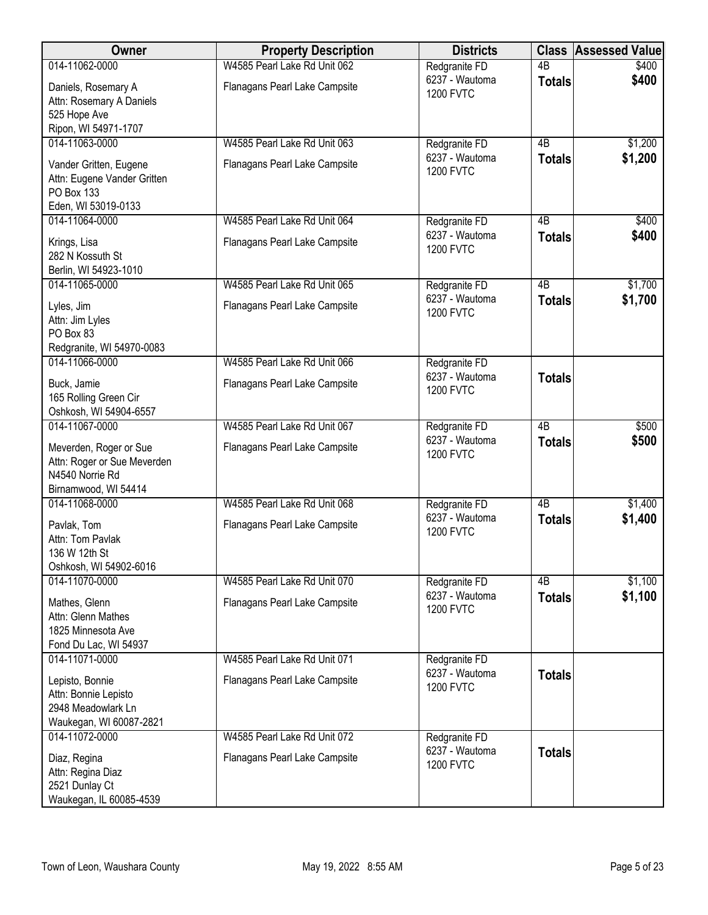| Owner | Property Description | Districts | Class | Assessed Value |
|---|---|---|---|---|
| 014-11062-0000<br>Daniels, Rosemary A<br>Attn: Rosemary A Daniels<br>525 Hope Ave<br>Ripon, WI 54971-1707 | W4585 Pearl Lake Rd Unit 062<br>Flanagans Pearl Lake Campsite | Redgranite FD<br>6237 - Wautoma<br>1200 FVTC | 4B<br>**Totals** | $400<br>**$400** |
| 014-11063-0000<br>Vander Gritten, Eugene<br>Attn: Eugene Vander Gritten<br>PO Box 133<br>Eden, WI 53019-0133 | W4585 Pearl Lake Rd Unit 063<br>Flanagans Pearl Lake Campsite | Redgranite FD<br>6237 - Wautoma<br>1200 FVTC | 4B<br>**Totals** | $1,200<br>**$1,200** |
| 014-11064-0000<br>Krings, Lisa<br>282 N Kossuth St<br>Berlin, WI 54923-1010 | W4585 Pearl Lake Rd Unit 064<br>Flanagans Pearl Lake Campsite | Redgranite FD<br>6237 - Wautoma<br>1200 FVTC | 4B<br>**Totals** | $400<br>**$400** |
| 014-11065-0000<br>Lyles, Jim<br>Attn: Jim Lyles<br>PO Box 83<br>Redgranite, WI 54970-0083 | W4585 Pearl Lake Rd Unit 065<br>Flanagans Pearl Lake Campsite | Redgranite FD<br>6237 - Wautoma<br>1200 FVTC | 4B<br>**Totals** | $1,700<br>**$1,700** |
| 014-11066-0000<br>Buck, Jamie<br>165 Rolling Green Cir<br>Oshkosh, WI 54904-6557 | W4585 Pearl Lake Rd Unit 066<br>Flanagans Pearl Lake Campsite | Redgranite FD<br>6237 - Wautoma<br>1200 FVTC | **Totals** | |
| 014-11067-0000<br>Meverden, Roger or Sue<br>Attn: Roger or Sue Meverden<br>N4540 Norrie Rd<br>Birnamwood, WI 54414 | W4585 Pearl Lake Rd Unit 067<br>Flanagans Pearl Lake Campsite | Redgranite FD<br>6237 - Wautoma<br>1200 FVTC | 4B<br>**Totals** | $500<br>**$500** |
| 014-11068-0000<br>Pavlak, Tom<br>Attn: Tom Pavlak<br>136 W 12th St<br>Oshkosh, WI 54902-6016 | W4585 Pearl Lake Rd Unit 068<br>Flanagans Pearl Lake Campsite | Redgranite FD<br>6237 - Wautoma<br>1200 FVTC | 4B<br>**Totals** | $1,400<br>**$1,400** |
| 014-11070-0000<br>Mathes, Glenn<br>Attn: Glenn Mathes<br>1825 Minnesota Ave<br>Fond Du Lac, WI 54937 | W4585 Pearl Lake Rd Unit 070<br>Flanagans Pearl Lake Campsite | Redgranite FD<br>6237 - Wautoma<br>1200 FVTC | 4B<br>**Totals** | $1,100<br>**$1,100** |
| 014-11071-0000<br>Lepisto, Bonnie<br>Attn: Bonnie Lepisto<br>2948 Meadowlark Ln<br>Waukegan, WI 60087-2821 | W4585 Pearl Lake Rd Unit 071<br>Flanagans Pearl Lake Campsite | Redgranite FD<br>6237 - Wautoma<br>1200 FVTC | **Totals** | |
| 014-11072-0000<br>Diaz, Regina<br>Attn: Regina Diaz<br>2521 Dunlay Ct<br>Waukegan, IL 60085-4539 | W4585 Pearl Lake Rd Unit 072<br>Flanagans Pearl Lake Campsite | Redgranite FD<br>6237 - Wautoma<br>1200 FVTC | **Totals** | |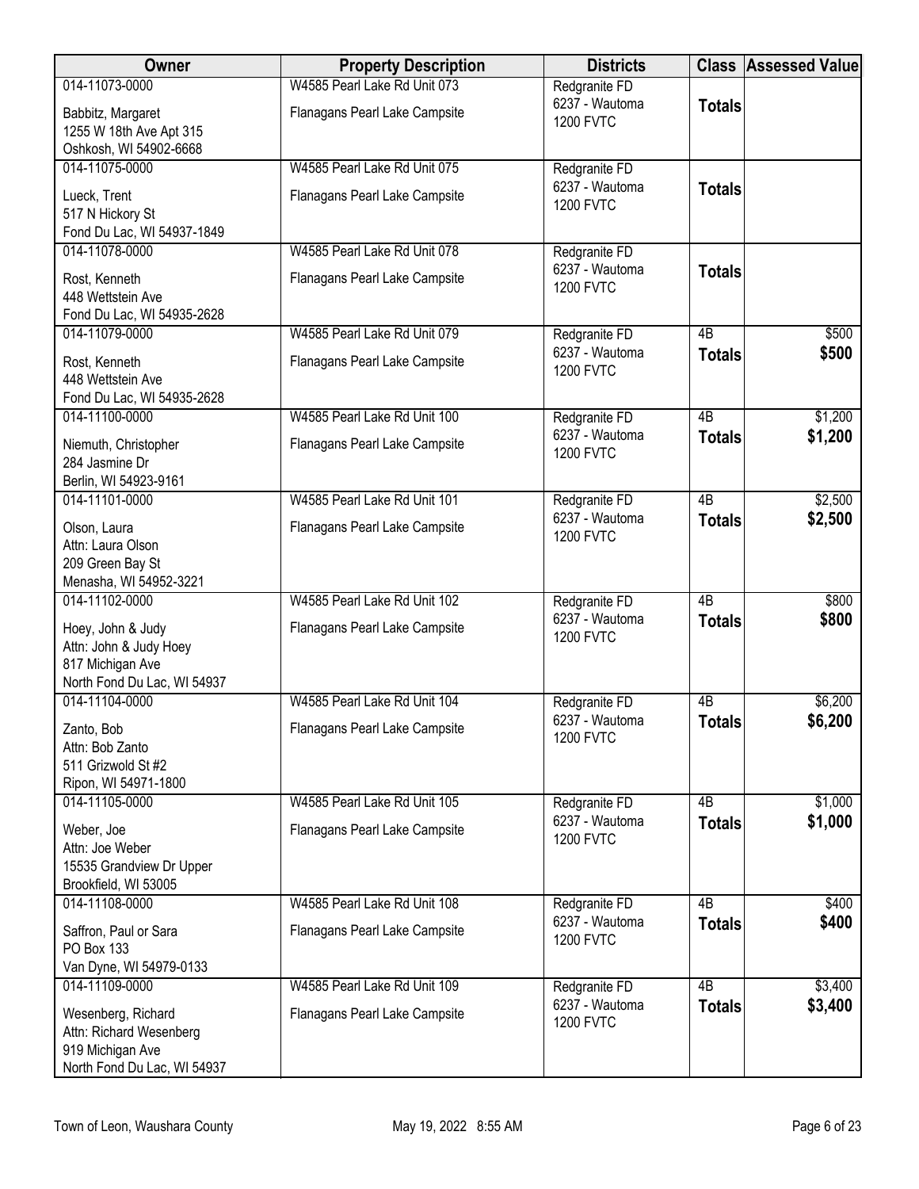| Owner | Property Description | Districts | Class | Assessed Value |
|---|---|---|---|---|
| 014-11073-0000<br>Babbitz, Margaret<br>1255 W 18th Ave Apt 315<br>Oshkosh, WI 54902-6668 | W4585 Pearl Lake Rd Unit 073<br>Flanagans Pearl Lake Campsite | Redgranite FD<br>6237 - Wautoma<br>1200 FVTC | **Totals** | |
| 014-11075-0000<br>Lueck, Trent<br>517 N Hickory St<br>Fond Du Lac, WI 54937-1849 | W4585 Pearl Lake Rd Unit 075<br>Flanagans Pearl Lake Campsite | Redgranite FD<br>6237 - Wautoma<br>1200 FVTC | **Totals** | |
| 014-11078-0000<br>Rost, Kenneth<br>448 Wettstein Ave<br>Fond Du Lac, WI 54935-2628 | W4585 Pearl Lake Rd Unit 078<br>Flanagans Pearl Lake Campsite | Redgranite FD<br>6237 - Wautoma<br>1200 FVTC | **Totals** | |
| 014-11079-0000<br>Rost, Kenneth<br>448 Wettstein Ave<br>Fond Du Lac, WI 54935-2628 | W4585 Pearl Lake Rd Unit 079<br>Flanagans Pearl Lake Campsite | Redgranite FD<br>6237 - Wautoma<br>1200 FVTC | 4B<br>**Totals** | $500<br>**$500** |
| 014-11100-0000<br>Niemuth, Christopher<br>284 Jasmine Dr<br>Berlin, WI 54923-9161 | W4585 Pearl Lake Rd Unit 100<br>Flanagans Pearl Lake Campsite | Redgranite FD<br>6237 - Wautoma<br>1200 FVTC | 4B<br>**Totals** | $1,200<br>**$1,200** |
| 014-11101-0000<br>Olson, Laura<br>Attn: Laura Olson<br>209 Green Bay St<br>Menasha, WI 54952-3221 | W4585 Pearl Lake Rd Unit 101<br>Flanagans Pearl Lake Campsite | Redgranite FD<br>6237 - Wautoma<br>1200 FVTC | 4B<br>**Totals** | $2,500<br>**$2,500** |
| 014-11102-0000<br>Hoey, John & Judy<br>Attn: John & Judy Hoey<br>817 Michigan Ave<br>North Fond Du Lac, WI 54937 | W4585 Pearl Lake Rd Unit 102<br>Flanagans Pearl Lake Campsite | Redgranite FD<br>6237 - Wautoma<br>1200 FVTC | 4B<br>**Totals** | $800<br>**$800** |
| 014-11104-0000<br>Zanto, Bob<br>Attn: Bob Zanto<br>511 Grizwold St #2<br>Ripon, WI 54971-1800 | W4585 Pearl Lake Rd Unit 104<br>Flanagans Pearl Lake Campsite | Redgranite FD<br>6237 - Wautoma<br>1200 FVTC | 4B<br>**Totals** | $6,200<br>**$6,200** |
| 014-11105-0000<br>Weber, Joe<br>Attn: Joe Weber<br>15535 Grandview Dr Upper<br>Brookfield, WI 53005 | W4585 Pearl Lake Rd Unit 105<br>Flanagans Pearl Lake Campsite | Redgranite FD<br>6237 - Wautoma<br>1200 FVTC | 4B<br>**Totals** | $1,000<br>**$1,000** |
| 014-11108-0000<br>Saffron, Paul or Sara<br>PO Box 133<br>Van Dyne, WI 54979-0133 | W4585 Pearl Lake Rd Unit 108<br>Flanagans Pearl Lake Campsite | Redgranite FD<br>6237 - Wautoma<br>1200 FVTC | 4B<br>**Totals** | $400<br>**$400** |
| 014-11109-0000<br>Wesenberg, Richard<br>Attn: Richard Wesenberg<br>919 Michigan Ave<br>North Fond Du Lac, WI 54937 | W4585 Pearl Lake Rd Unit 109<br>Flanagans Pearl Lake Campsite | Redgranite FD<br>6237 - Wautoma<br>1200 FVTC | 4B<br>**Totals** | $3,400<br>**$3,400** |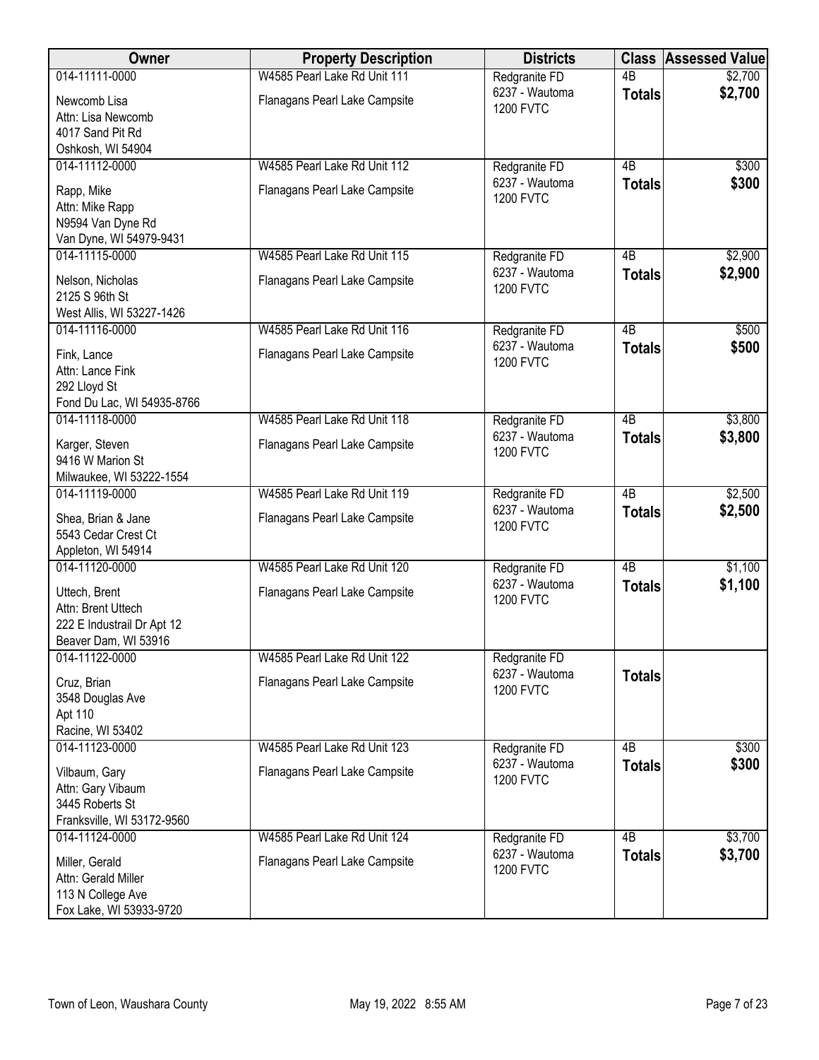| Owner | Property Description | Districts | Class | Assessed Value |
|---|---|---|---|---|
| 014-11111-0000<br>Newcomb Lisa<br>Attn: Lisa Newcomb<br>4017 Sand Pit Rd<br>Oshkosh, WI 54904 | W4585 Pearl Lake Rd Unit 111<br>Flanagans Pearl Lake Campsite | Redgranite FD<br>6237 - Wautoma<br>1200 FVTC | 4B<br>**Totals** | \$2,700<br>**\$2,700** |
| 014-11112-0000<br>Rapp, Mike<br>Attn: Mike Rapp<br>N9594 Van Dyne Rd<br>Van Dyne, WI 54979-9431 | W4585 Pearl Lake Rd Unit 112<br>Flanagans Pearl Lake Campsite | Redgranite FD<br>6237 - Wautoma<br>1200 FVTC | 4B<br>**Totals** | \$300<br>**\$300** |
| 014-11115-0000<br>Nelson, Nicholas<br>2125 S 96th St<br>West Allis, WI 53227-1426 | W4585 Pearl Lake Rd Unit 115<br>Flanagans Pearl Lake Campsite | Redgranite FD<br>6237 - Wautoma<br>1200 FVTC | 4B<br>**Totals** | \$2,900<br>**\$2,900** |
| 014-11116-0000<br>Fink, Lance<br>Attn: Lance Fink<br>292 Lloyd St<br>Fond Du Lac, WI 54935-8766 | W4585 Pearl Lake Rd Unit 116<br>Flanagans Pearl Lake Campsite | Redgranite FD<br>6237 - Wautoma<br>1200 FVTC | 4B<br>**Totals** | \$500<br>**\$500** |
| 014-11118-0000<br>Karger, Steven<br>9416 W Marion St<br>Milwaukee, WI 53222-1554 | W4585 Pearl Lake Rd Unit 118<br>Flanagans Pearl Lake Campsite | Redgranite FD<br>6237 - Wautoma<br>1200 FVTC | 4B<br>**Totals** | \$3,800<br>**\$3,800** |
| 014-11119-0000<br>Shea, Brian & Jane<br>5543 Cedar Crest Ct<br>Appleton, WI 54914 | W4585 Pearl Lake Rd Unit 119<br>Flanagans Pearl Lake Campsite | Redgranite FD<br>6237 - Wautoma<br>1200 FVTC | 4B<br>**Totals** | \$2,500<br>**\$2,500** |
| 014-11120-0000<br>Uttech, Brent<br>Attn: Brent Uttech<br>222 E Industrail Dr Apt 12<br>Beaver Dam, WI 53916 | W4585 Pearl Lake Rd Unit 120<br>Flanagans Pearl Lake Campsite | Redgranite FD<br>6237 - Wautoma<br>1200 FVTC | 4B<br>**Totals** | \$1,100<br>**\$1,100** |
| 014-11122-0000<br>Cruz, Brian<br>3548 Douglas Ave<br>Apt 110<br>Racine, WI 53402 | W4585 Pearl Lake Rd Unit 122<br>Flanagans Pearl Lake Campsite | Redgranite FD<br>6237 - Wautoma<br>1200 FVTC | **Totals** | |
| 014-11123-0000<br>Vilbaum, Gary<br>Attn: Gary Vibaum<br>3445 Roberts St<br>Franksville, WI 53172-9560 | W4585 Pearl Lake Rd Unit 123<br>Flanagans Pearl Lake Campsite | Redgranite FD<br>6237 - Wautoma<br>1200 FVTC | 4B<br>**Totals** | \$300<br>**\$300** |
| 014-11124-0000<br>Miller, Gerald<br>Attn: Gerald Miller<br>113 N College Ave<br>Fox Lake, WI 53933-9720 | W4585 Pearl Lake Rd Unit 124<br>Flanagans Pearl Lake Campsite | Redgranite FD<br>6237 - Wautoma<br>1200 FVTC | 4B<br>**Totals** | \$3,700<br>**\$3,700** |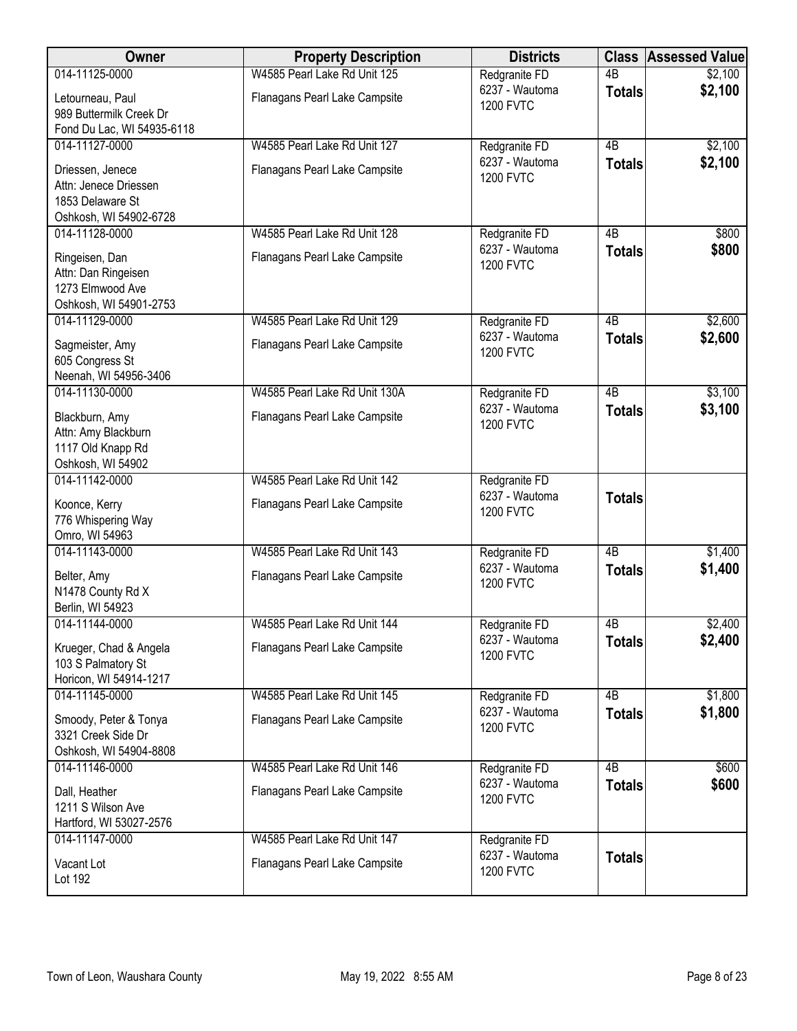| Owner | Property Description | Districts | Class | Assessed Value |
|---|---|---|---|---|
| 014-11125-0000<br>Letourneau, Paul<br>989 Buttermilk Creek Dr<br>Fond Du Lac, WI 54935-6118 | W4585 Pearl Lake Rd Unit 125<br>Flanagans Pearl Lake Campsite | Redgranite FD<br>6237 - Wautoma<br>1200 FVTC | 4B<br>**Totals** | $2,100<br>**$2,100** |
| 014-11127-0000<br>Driessen, Jenece<br>Attn: Jenece Driessen<br>1853 Delaware St<br>Oshkosh, WI 54902-6728 | W4585 Pearl Lake Rd Unit 127<br>Flanagans Pearl Lake Campsite | Redgranite FD<br>6237 - Wautoma<br>1200 FVTC | 4B<br>**Totals** | $2,100<br>**$2,100** |
| 014-11128-0000<br>Ringeisen, Dan<br>Attn: Dan Ringeisen<br>1273 Elmwood Ave<br>Oshkosh, WI 54901-2753 | W4585 Pearl Lake Rd Unit 128<br>Flanagans Pearl Lake Campsite | Redgranite FD<br>6237 - Wautoma<br>1200 FVTC | 4B<br>**Totals** | $800<br>**$800** |
| 014-11129-0000<br>Sagmeister, Amy<br>605 Congress St<br>Neenah, WI 54956-3406 | W4585 Pearl Lake Rd Unit 129<br>Flanagans Pearl Lake Campsite | Redgranite FD<br>6237 - Wautoma<br>1200 FVTC | 4B<br>**Totals** | $2,600<br>**$2,600** |
| 014-11130-0000<br>Blackburn, Amy<br>Attn: Amy Blackburn<br>1117 Old Knapp Rd<br>Oshkosh, WI 54902 | W4585 Pearl Lake Rd Unit 130A<br>Flanagans Pearl Lake Campsite | Redgranite FD<br>6237 - Wautoma<br>1200 FVTC | 4B<br>**Totals** | $3,100<br>**$3,100** |
| 014-11142-0000<br>Koonce, Kerry<br>776 Whispering Way<br>Omro, WI 54963 | W4585 Pearl Lake Rd Unit 142<br>Flanagans Pearl Lake Campsite | Redgranite FD<br>6237 - Wautoma<br>1200 FVTC | **Totals** | |
| 014-11143-0000<br>Belter, Amy<br>N1478 County Rd X<br>Berlin, WI 54923 | W4585 Pearl Lake Rd Unit 143<br>Flanagans Pearl Lake Campsite | Redgranite FD<br>6237 - Wautoma<br>1200 FVTC | 4B<br>**Totals** | $1,400<br>**$1,400** |
| 014-11144-0000<br>Krueger, Chad & Angela<br>103 S Palmatory St<br>Horicon, WI 54914-1217 | W4585 Pearl Lake Rd Unit 144<br>Flanagans Pearl Lake Campsite | Redgranite FD<br>6237 - Wautoma<br>1200 FVTC | 4B<br>**Totals** | $2,400<br>**$2,400** |
| 014-11145-0000<br>Smoody, Peter & Tonya<br>3321 Creek Side Dr<br>Oshkosh, WI 54904-8808 | W4585 Pearl Lake Rd Unit 145<br>Flanagans Pearl Lake Campsite | Redgranite FD<br>6237 - Wautoma<br>1200 FVTC | 4B<br>**Totals** | $1,800<br>**$1,800** |
| 014-11146-0000<br>Dall, Heather<br>1211 S Wilson Ave<br>Hartford, WI 53027-2576 | W4585 Pearl Lake Rd Unit 146<br>Flanagans Pearl Lake Campsite | Redgranite FD<br>6237 - Wautoma<br>1200 FVTC | 4B<br>**Totals** | $600<br>**$600** |
| 014-11147-0000<br>Vacant Lot<br>Lot 192 | W4585 Pearl Lake Rd Unit 147<br>Flanagans Pearl Lake Campsite | Redgranite FD<br>6237 - Wautoma<br>1200 FVTC | **Totals** | |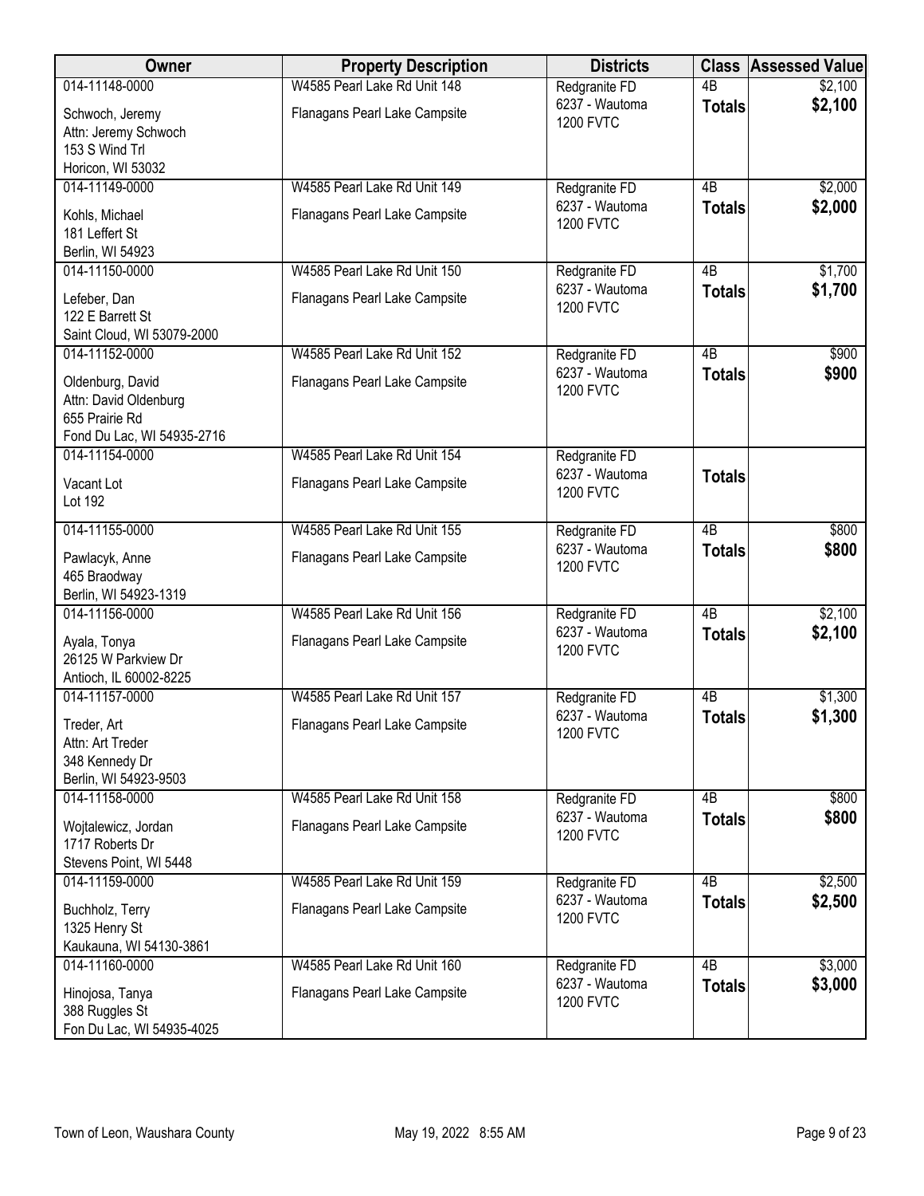| Owner | Property Description | Districts | Class | Assessed Value |
|---|---|---|---|---|
| 014-11148-0000<br>Schwoch, Jeremy<br>Attn: Jeremy Schwoch<br>153 S Wind Trl<br>Horicon, WI 53032 | W4585 Pearl Lake Rd Unit 148<br>Flanagans Pearl Lake Campsite | Redgranite FD<br>6237 - Wautoma<br>1200 FVTC | 4B<br>**Totals** | $2,100<br>**$2,100** |
| 014-11149-0000<br>Kohls, Michael<br>181 Leffert St<br>Berlin, WI 54923 | W4585 Pearl Lake Rd Unit 149<br>Flanagans Pearl Lake Campsite | Redgranite FD<br>6237 - Wautoma<br>1200 FVTC | 4B<br>**Totals** | $2,000<br>**$2,000** |
| 014-11150-0000<br>Lefeber, Dan<br>122 E Barrett St<br>Saint Cloud, WI 53079-2000 | W4585 Pearl Lake Rd Unit 150<br>Flanagans Pearl Lake Campsite | Redgranite FD<br>6237 - Wautoma<br>1200 FVTC | 4B<br>**Totals** | $1,700<br>**$1,700** |
| 014-11152-0000<br>Oldenburg, David<br>Attn: David Oldenburg<br>655 Prairie Rd<br>Fond Du Lac, WI 54935-2716 | W4585 Pearl Lake Rd Unit 152<br>Flanagans Pearl Lake Campsite | Redgranite FD<br>6237 - Wautoma<br>1200 FVTC | 4B<br>**Totals** | $900<br>**$900** |
| 014-11154-0000<br>Vacant Lot<br>Lot 192 | W4585 Pearl Lake Rd Unit 154<br>Flanagans Pearl Lake Campsite | Redgranite FD<br>6237 - Wautoma<br>1200 FVTC | **Totals** | |
| 014-11155-0000<br>Pawlacyk, Anne<br>465 Braodway<br>Berlin, WI 54923-1319 | W4585 Pearl Lake Rd Unit 155<br>Flanagans Pearl Lake Campsite | Redgranite FD<br>6237 - Wautoma<br>1200 FVTC | 4B<br>**Totals** | $800<br>**$800** |
| 014-11156-0000<br>Ayala, Tonya<br>26125 W Parkview Dr<br>Antioch, IL 60002-8225 | W4585 Pearl Lake Rd Unit 156<br>Flanagans Pearl Lake Campsite | Redgranite FD<br>6237 - Wautoma<br>1200 FVTC | 4B<br>**Totals** | $2,100<br>**$2,100** |
| 014-11157-0000<br>Treder, Art<br>Attn: Art Treder<br>348 Kennedy Dr<br>Berlin, WI 54923-9503 | W4585 Pearl Lake Rd Unit 157<br>Flanagans Pearl Lake Campsite | Redgranite FD<br>6237 - Wautoma<br>1200 FVTC | 4B<br>**Totals** | $1,300<br>**$1,300** |
| 014-11158-0000<br>Wojtalewicz, Jordan<br>1717 Roberts Dr<br>Stevens Point, WI 5448 | W4585 Pearl Lake Rd Unit 158<br>Flanagans Pearl Lake Campsite | Redgranite FD<br>6237 - Wautoma<br>1200 FVTC | 4B<br>**Totals** | $800<br>**$800** |
| 014-11159-0000<br>Buchholz, Terry<br>1325 Henry St<br>Kaukauna, WI 54130-3861 | W4585 Pearl Lake Rd Unit 159<br>Flanagans Pearl Lake Campsite | Redgranite FD<br>6237 - Wautoma<br>1200 FVTC | 4B<br>**Totals** | $2,500<br>**$2,500** |
| 014-11160-0000<br>Hinojosa, Tanya<br>388 Ruggles St<br>Fon Du Lac, WI 54935-4025 | W4585 Pearl Lake Rd Unit 160<br>Flanagans Pearl Lake Campsite | Redgranite FD<br>6237 - Wautoma<br>1200 FVTC | 4B<br>**Totals** | $3,000<br>**$3,000** |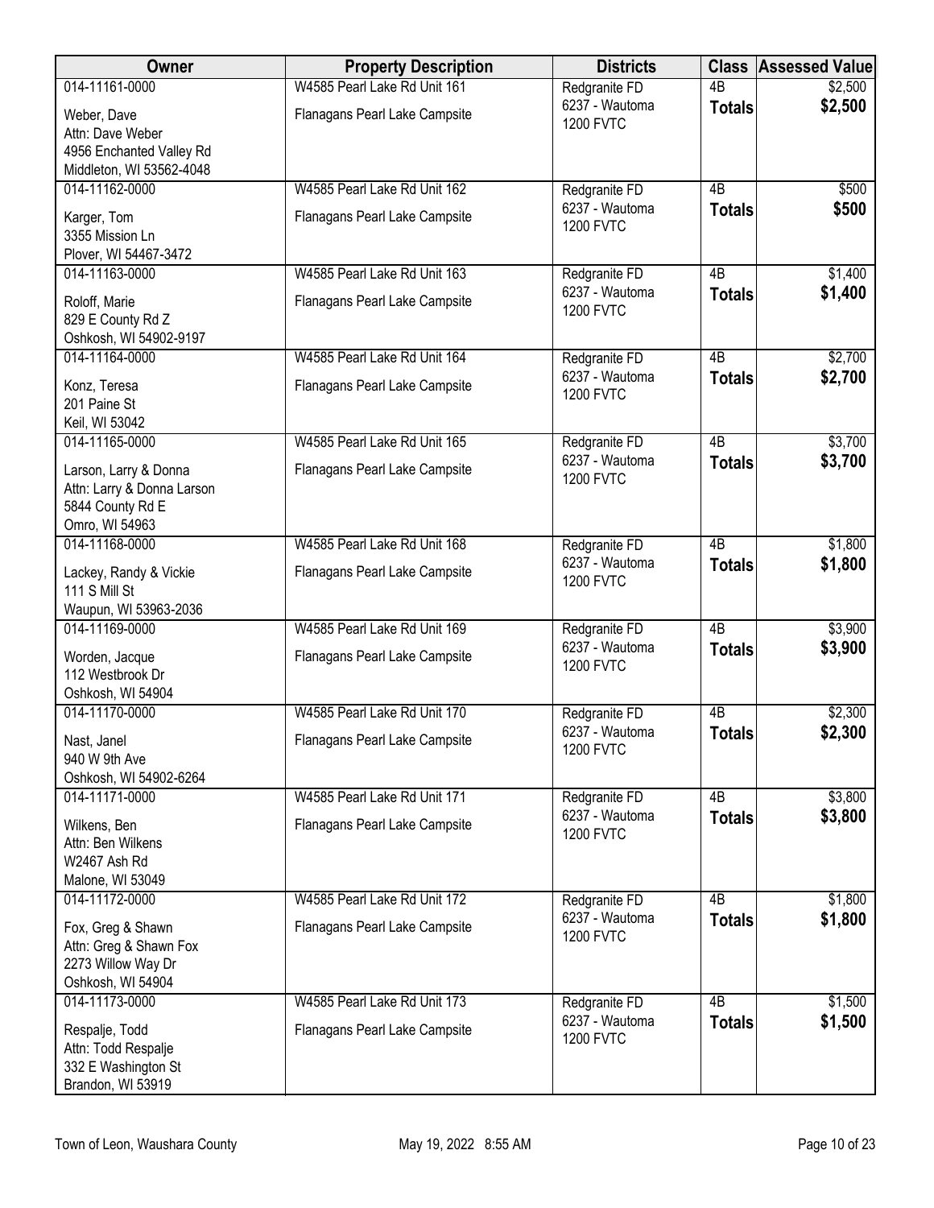| Owner | Property Description | Districts | Class | Assessed Value |
|---|---|---|---|---|
| 014-11161-0000<br>Weber, Dave<br>Attn: Dave Weber<br>4956 Enchanted Valley Rd<br>Middleton, WI 53562-4048 | W4585 Pearl Lake Rd Unit 161<br>Flanagans Pearl Lake Campsite | Redgranite FD<br>6237 - Wautoma<br>1200 FVTC | 4B<br>**Totals** | \$2,500<br>**\$2,500** |
| 014-11162-0000<br>Karger, Tom<br>3355 Mission Ln<br>Plover, WI 54467-3472 | W4585 Pearl Lake Rd Unit 162<br>Flanagans Pearl Lake Campsite | Redgranite FD<br>6237 - Wautoma<br>1200 FVTC | 4B<br>**Totals** | \$500<br>**\$500** |
| 014-11163-0000<br>Roloff, Marie<br>829 E County Rd Z<br>Oshkosh, WI 54902-9197 | W4585 Pearl Lake Rd Unit 163<br>Flanagans Pearl Lake Campsite | Redgranite FD<br>6237 - Wautoma<br>1200 FVTC | 4B<br>**Totals** | \$1,400<br>**\$1,400** |
| 014-11164-0000<br>Konz, Teresa<br>201 Paine St<br>Keil, WI 53042 | W4585 Pearl Lake Rd Unit 164<br>Flanagans Pearl Lake Campsite | Redgranite FD<br>6237 - Wautoma<br>1200 FVTC | 4B<br>**Totals** | \$2,700<br>**\$2,700** |
| 014-11165-0000<br>Larson, Larry & Donna<br>Attn: Larry & Donna Larson<br>5844 County Rd E<br>Omro, WI 54963 | W4585 Pearl Lake Rd Unit 165<br>Flanagans Pearl Lake Campsite | Redgranite FD<br>6237 - Wautoma<br>1200 FVTC | 4B<br>**Totals** | \$3,700<br>**\$3,700** |
| 014-11168-0000<br>Lackey, Randy & Vickie<br>111 S Mill St<br>Waupun, WI 53963-2036 | W4585 Pearl Lake Rd Unit 168<br>Flanagans Pearl Lake Campsite | Redgranite FD<br>6237 - Wautoma<br>1200 FVTC | 4B<br>**Totals** | \$1,800<br>**\$1,800** |
| 014-11169-0000<br>Worden, Jacque<br>112 Westbrook Dr<br>Oshkosh, WI 54904 | W4585 Pearl Lake Rd Unit 169<br>Flanagans Pearl Lake Campsite | Redgranite FD<br>6237 - Wautoma<br>1200 FVTC | 4B<br>**Totals** | \$3,900<br>**\$3,900** |
| 014-11170-0000<br>Nast, Janel<br>940 W 9th Ave<br>Oshkosh, WI 54902-6264 | W4585 Pearl Lake Rd Unit 170<br>Flanagans Pearl Lake Campsite | Redgranite FD<br>6237 - Wautoma<br>1200 FVTC | 4B<br>**Totals** | \$2,300<br>**\$2,300** |
| 014-11171-0000<br>Wilkens, Ben<br>Attn: Ben Wilkens<br>W2467 Ash Rd<br>Malone, WI 53049 | W4585 Pearl Lake Rd Unit 171<br>Flanagans Pearl Lake Campsite | Redgranite FD<br>6237 - Wautoma<br>1200 FVTC | 4B<br>**Totals** | \$3,800<br>**\$3,800** |
| 014-11172-0000<br>Fox, Greg & Shawn<br>Attn: Greg & Shawn Fox<br>2273 Willow Way Dr<br>Oshkosh, WI 54904 | W4585 Pearl Lake Rd Unit 172<br>Flanagans Pearl Lake Campsite | Redgranite FD<br>6237 - Wautoma<br>1200 FVTC | 4B<br>**Totals** | \$1,800<br>**\$1,800** |
| 014-11173-0000<br>Respalje, Todd<br>Attn: Todd Respalje<br>332 E Washington St<br>Brandon, WI 53919 | W4585 Pearl Lake Rd Unit 173<br>Flanagans Pearl Lake Campsite | Redgranite FD<br>6237 - Wautoma<br>1200 FVTC | 4B<br>**Totals** | \$1,500<br>**\$1,500** |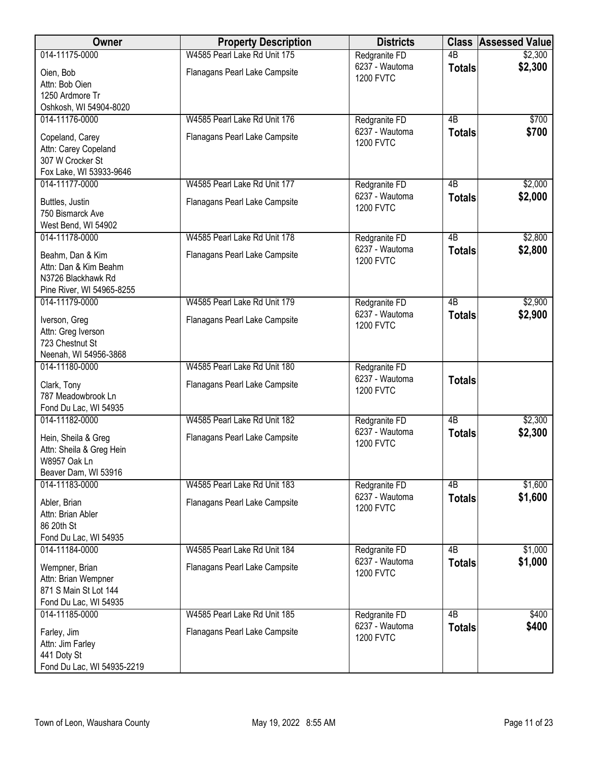| Owner | Property Description | Districts | Class | Assessed Value |
| --- | --- | --- | --- | --- |
| 014-11175-0000<br>Oien, Bob<br>Attn: Bob Oien<br>1250 Ardmore Tr<br>Oshkosh, WI 54904-8020 | W4585 Pearl Lake Rd Unit 175<br>Flanagans Pearl Lake Campsite | Redgranite FD<br>6237 - Wautoma<br>1200 FVTC | 4B<br>**Totals** | \$2,300<br>**\$2,300** |
| 014-11176-0000<br>Copeland, Carey<br>Attn: Carey Copeland<br>307 W Crocker St<br>Fox Lake, WI 53933-9646 | W4585 Pearl Lake Rd Unit 176<br>Flanagans Pearl Lake Campsite | Redgranite FD<br>6237 - Wautoma<br>1200 FVTC | 4B<br>**Totals** | \$700<br>**\$700** |
| 014-11177-0000<br>Buttles, Justin<br>750 Bismarck Ave<br>West Bend, WI 54902 | W4585 Pearl Lake Rd Unit 177<br>Flanagans Pearl Lake Campsite | Redgranite FD<br>6237 - Wautoma<br>1200 FVTC | 4B<br>**Totals** | \$2,000<br>**\$2,000** |
| 014-11178-0000<br>Beahm, Dan & Kim<br>Attn: Dan & Kim Beahm<br>N3726 Blackhawk Rd<br>Pine River, WI 54965-8255 | W4585 Pearl Lake Rd Unit 178<br>Flanagans Pearl Lake Campsite | Redgranite FD<br>6237 - Wautoma<br>1200 FVTC | 4B<br>**Totals** | \$2,800<br>**\$2,800** |
| 014-11179-0000<br>Iverson, Greg<br>Attn: Greg Iverson<br>723 Chestnut St<br>Neenah, WI 54956-3868 | W4585 Pearl Lake Rd Unit 179<br>Flanagans Pearl Lake Campsite | Redgranite FD<br>6237 - Wautoma<br>1200 FVTC | 4B<br>**Totals** | \$2,900<br>**\$2,900** |
| 014-11180-0000<br>Clark, Tony<br>787 Meadowbrook Ln<br>Fond Du Lac, WI 54935 | W4585 Pearl Lake Rd Unit 180<br>Flanagans Pearl Lake Campsite | Redgranite FD<br>6237 - Wautoma<br>1200 FVTC | **Totals** | |
| 014-11182-0000<br>Hein, Sheila & Greg<br>Attn: Sheila & Greg Hein<br>W8957 Oak Ln<br>Beaver Dam, WI 53916 | W4585 Pearl Lake Rd Unit 182<br>Flanagans Pearl Lake Campsite | Redgranite FD<br>6237 - Wautoma<br>1200 FVTC | 4B<br>**Totals** | \$2,300<br>**\$2,300** |
| 014-11183-0000<br>Abler, Brian<br>Attn: Brian Abler<br>86 20th St<br>Fond Du Lac, WI 54935 | W4585 Pearl Lake Rd Unit 183<br>Flanagans Pearl Lake Campsite | Redgranite FD<br>6237 - Wautoma<br>1200 FVTC | 4B<br>**Totals** | \$1,600<br>**\$1,600** |
| 014-11184-0000<br>Wempner, Brian<br>Attn: Brian Wempner<br>871 S Main St Lot 144<br>Fond Du Lac, WI 54935 | W4585 Pearl Lake Rd Unit 184<br>Flanagans Pearl Lake Campsite | Redgranite FD<br>6237 - Wautoma<br>1200 FVTC | 4B<br>**Totals** | \$1,000<br>**\$1,000** |
| 014-11185-0000<br>Farley, Jim<br>Attn: Jim Farley<br>441 Doty St<br>Fond Du Lac, WI 54935-2219 | W4585 Pearl Lake Rd Unit 185<br>Flanagans Pearl Lake Campsite | Redgranite FD<br>6237 - Wautoma<br>1200 FVTC | 4B<br>**Totals** | \$400<br>**\$400** |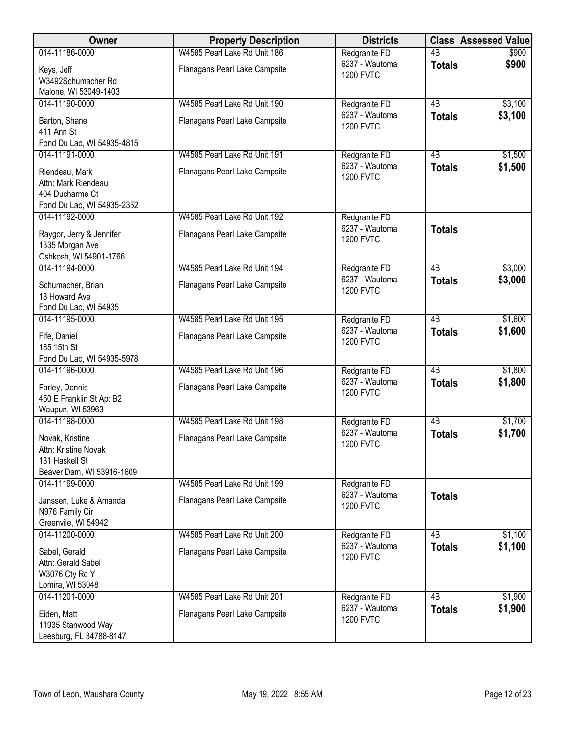| Owner | Property Description | Districts | Class | Assessed Value |
|---|---|---|---|---|
| 014-11186-0000<br>Keys, Jeff<br>W3492Schumacher Rd<br>Malone, WI 53049-1403 | W4585 Pearl Lake Rd Unit 186<br>Flanagans Pearl Lake Campsite | Redgranite FD<br>6237 - Wautoma<br>1200 FVTC | 4B<br>**Totals** | $900<br>**$900** |
| 014-11190-0000<br>Barton, Shane<br>411 Ann St<br>Fond Du Lac, WI 54935-4815 | W4585 Pearl Lake Rd Unit 190<br>Flanagans Pearl Lake Campsite | Redgranite FD<br>6237 - Wautoma<br>1200 FVTC | 4B<br>**Totals** | $3,100<br>**$3,100** |
| 014-11191-0000<br>Riendeau, Mark<br>Attn: Mark Riendeau<br>404 Ducharme Ct<br>Fond Du Lac, WI 54935-2352 | W4585 Pearl Lake Rd Unit 191<br>Flanagans Pearl Lake Campsite | Redgranite FD<br>6237 - Wautoma<br>1200 FVTC | 4B<br>**Totals** | $1,500<br>**$1,500** |
| 014-11192-0000<br>Raygor, Jerry & Jennifer<br>1335 Morgan Ave<br>Oshkosh, WI 54901-1766 | W4585 Pearl Lake Rd Unit 192<br>Flanagans Pearl Lake Campsite | Redgranite FD<br>6237 - Wautoma<br>1200 FVTC | **Totals** | |
| 014-11194-0000<br>Schumacher, Brian<br>18 Howard Ave<br>Fond Du Lac, WI 54935 | W4585 Pearl Lake Rd Unit 194<br>Flanagans Pearl Lake Campsite | Redgranite FD<br>6237 - Wautoma<br>1200 FVTC | 4B<br>**Totals** | $3,000<br>**$3,000** |
| 014-11195-0000<br>Fife, Daniel<br>185 15th St<br>Fond Du Lac, WI 54935-5978 | W4585 Pearl Lake Rd Unit 195<br>Flanagans Pearl Lake Campsite | Redgranite FD<br>6237 - Wautoma<br>1200 FVTC | 4B<br>**Totals** | $1,600<br>**$1,600** |
| 014-11196-0000<br>Farley, Dennis<br>450 E Franklin St Apt B2<br>Waupun, WI 53963 | W4585 Pearl Lake Rd Unit 196<br>Flanagans Pearl Lake Campsite | Redgranite FD<br>6237 - Wautoma<br>1200 FVTC | 4B<br>**Totals** | $1,800<br>**$1,800** |
| 014-11198-0000<br>Novak, Kristine<br>Attn: Kristine Novak<br>131 Haskell St<br>Beaver Dam, WI 53916-1609 | W4585 Pearl Lake Rd Unit 198<br>Flanagans Pearl Lake Campsite | Redgranite FD<br>6237 - Wautoma<br>1200 FVTC | 4B<br>**Totals** | $1,700<br>**$1,700** |
| 014-11199-0000<br>Janssen, Luke & Amanda<br>N976 Family Cir<br>Greenvile, WI 54942 | W4585 Pearl Lake Rd Unit 199<br>Flanagans Pearl Lake Campsite | Redgranite FD<br>6237 - Wautoma<br>1200 FVTC | **Totals** | |
| 014-11200-0000<br>Sabel, Gerald<br>Attn: Gerald Sabel<br>W3076 Cty Rd Y<br>Lomira, WI 53048 | W4585 Pearl Lake Rd Unit 200<br>Flanagans Pearl Lake Campsite | Redgranite FD<br>6237 - Wautoma<br>1200 FVTC | 4B<br>**Totals** | $1,100<br>**$1,100** |
| 014-11201-0000<br>Eiden, Matt<br>11935 Stanwood Way<br>Leesburg, FL 34788-8147 | W4585 Pearl Lake Rd Unit 201<br>Flanagans Pearl Lake Campsite | Redgranite FD<br>6237 - Wautoma<br>1200 FVTC | 4B<br>**Totals** | $1,900<br>**$1,900** |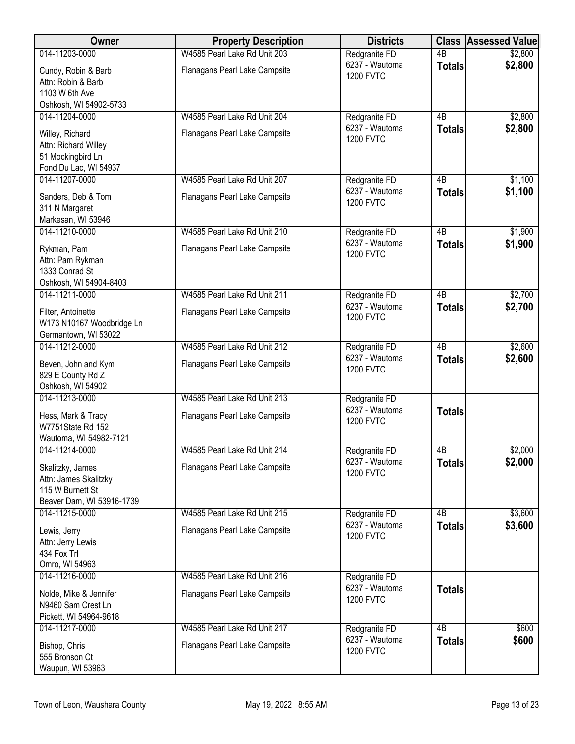| Owner | Property Description | Districts | Class | Assessed Value |
|---|---|---|---|---|
| 014-11203-0000<br>Cundy, Robin & Barb<br>Attn: Robin & Barb<br>1103 W 6th Ave<br>Oshkosh, WI 54902-5733 | W4585 Pearl Lake Rd Unit 203<br>Flanagans Pearl Lake Campsite | Redgranite FD<br>6237 - Wautoma<br>1200 FVTC | 4B<br>**Totals** | \$2,800<br>**\$2,800** |
| 014-11204-0000<br>Willey, Richard<br>Attn: Richard Willey<br>51 Mockingbird Ln<br>Fond Du Lac, WI 54937 | W4585 Pearl Lake Rd Unit 204<br>Flanagans Pearl Lake Campsite | Redgranite FD<br>6237 - Wautoma<br>1200 FVTC | 4B<br>**Totals** | \$2,800<br>**\$2,800** |
| 014-11207-0000<br>Sanders, Deb & Tom<br>311 N Margaret<br>Markesan, WI 53946 | W4585 Pearl Lake Rd Unit 207<br>Flanagans Pearl Lake Campsite | Redgranite FD<br>6237 - Wautoma<br>1200 FVTC | 4B<br>**Totals** | \$1,100<br>**\$1,100** |
| 014-11210-0000<br>Rykman, Pam<br>Attn: Pam Rykman<br>1333 Conrad St<br>Oshkosh, WI 54904-8403 | W4585 Pearl Lake Rd Unit 210<br>Flanagans Pearl Lake Campsite | Redgranite FD<br>6237 - Wautoma<br>1200 FVTC | 4B<br>**Totals** | \$1,900<br>**\$1,900** |
| 014-11211-0000<br>Filter, Antoinette<br>W173 N10167 Woodbridge Ln<br>Germantown, WI 53022 | W4585 Pearl Lake Rd Unit 211<br>Flanagans Pearl Lake Campsite | Redgranite FD<br>6237 - Wautoma<br>1200 FVTC | 4B<br>**Totals** | \$2,700<br>**\$2,700** |
| 014-11212-0000<br>Beven, John and Kym<br>829 E County Rd Z<br>Oshkosh, WI 54902 | W4585 Pearl Lake Rd Unit 212<br>Flanagans Pearl Lake Campsite | Redgranite FD<br>6237 - Wautoma<br>1200 FVTC | 4B<br>**Totals** | \$2,600<br>**\$2,600** |
| 014-11213-0000<br>Hess, Mark & Tracy<br>W7751State Rd 152<br>Wautoma, WI 54982-7121 | W4585 Pearl Lake Rd Unit 213<br>Flanagans Pearl Lake Campsite | Redgranite FD<br>6237 - Wautoma<br>1200 FVTC | **Totals** | |
| 014-11214-0000<br>Skalitzky, James<br>Attn: James Skalitzky<br>115 W Burnett St<br>Beaver Dam, WI 53916-1739 | W4585 Pearl Lake Rd Unit 214<br>Flanagans Pearl Lake Campsite | Redgranite FD<br>6237 - Wautoma<br>1200 FVTC | 4B<br>**Totals** | \$2,000<br>**\$2,000** |
| 014-11215-0000<br>Lewis, Jerry<br>Attn: Jerry Lewis<br>434 Fox Trl<br>Omro, WI 54963 | W4585 Pearl Lake Rd Unit 215<br>Flanagans Pearl Lake Campsite | Redgranite FD<br>6237 - Wautoma<br>1200 FVTC | 4B<br>**Totals** | \$3,600<br>**\$3,600** |
| 014-11216-0000<br>Nolde, Mike & Jennifer<br>N9460 Sam Crest Ln<br>Pickett, WI 54964-9618 | W4585 Pearl Lake Rd Unit 216<br>Flanagans Pearl Lake Campsite | Redgranite FD<br>6237 - Wautoma<br>1200 FVTC | **Totals** | |
| 014-11217-0000<br>Bishop, Chris<br>555 Bronson Ct<br>Waupun, WI 53963 | W4585 Pearl Lake Rd Unit 217<br>Flanagans Pearl Lake Campsite | Redgranite FD<br>6237 - Wautoma<br>1200 FVTC | 4B<br>**Totals** | \$600<br>**\$600** |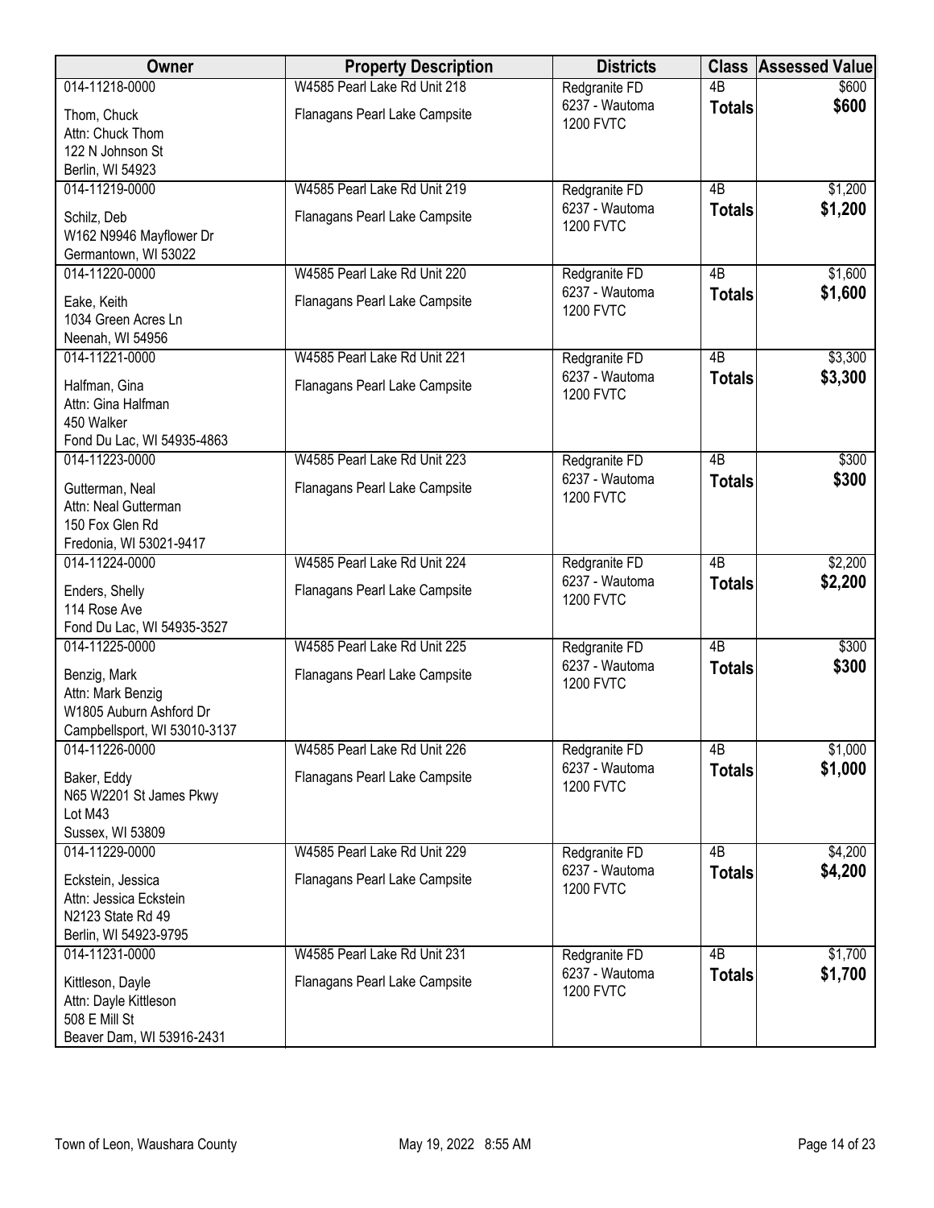| Owner | Property Description | Districts | Class | Assessed Value |
|---|---|---|---|---|
| 014-11218-0000<br>Thom, Chuck<br>Attn: Chuck Thom<br>122 N Johnson St<br>Berlin, WI 54923 | W4585 Pearl Lake Rd Unit 218<br>Flanagans Pearl Lake Campsite | Redgranite FD<br>6237 - Wautoma<br>1200 FVTC | 4B<br>**Totals** | $600<br>**$600** |
| 014-11219-0000<br>Schilz, Deb<br>W162 N9946 Mayflower Dr<br>Germantown, WI 53022 | W4585 Pearl Lake Rd Unit 219<br>Flanagans Pearl Lake Campsite | Redgranite FD<br>6237 - Wautoma<br>1200 FVTC | 4B<br>**Totals** | $1,200<br>**$1,200** |
| 014-11220-0000<br>Eake, Keith<br>1034 Green Acres Ln<br>Neenah, WI 54956 | W4585 Pearl Lake Rd Unit 220<br>Flanagans Pearl Lake Campsite | Redgranite FD<br>6237 - Wautoma<br>1200 FVTC | 4B<br>**Totals** | $1,600<br>**$1,600** |
| 014-11221-0000<br>Halfman, Gina<br>Attn: Gina Halfman<br>450 Walker<br>Fond Du Lac, WI 54935-4863 | W4585 Pearl Lake Rd Unit 221<br>Flanagans Pearl Lake Campsite | Redgranite FD<br>6237 - Wautoma<br>1200 FVTC | 4B<br>**Totals** | $3,300<br>**$3,300** |
| 014-11223-0000<br>Gutterman, Neal<br>Attn: Neal Gutterman<br>150 Fox Glen Rd<br>Fredonia, WI 53021-9417 | W4585 Pearl Lake Rd Unit 223<br>Flanagans Pearl Lake Campsite | Redgranite FD<br>6237 - Wautoma<br>1200 FVTC | 4B<br>**Totals** | $300<br>**$300** |
| 014-11224-0000<br>Enders, Shelly<br>114 Rose Ave<br>Fond Du Lac, WI 54935-3527 | W4585 Pearl Lake Rd Unit 224<br>Flanagans Pearl Lake Campsite | Redgranite FD<br>6237 - Wautoma<br>1200 FVTC | 4B<br>**Totals** | $2,200<br>**$2,200** |
| 014-11225-0000<br>Benzig, Mark<br>Attn: Mark Benzig<br>W1805 Auburn Ashford Dr<br>Campbellsport, WI 53010-3137 | W4585 Pearl Lake Rd Unit 225<br>Flanagans Pearl Lake Campsite | Redgranite FD<br>6237 - Wautoma<br>1200 FVTC | 4B<br>**Totals** | $300<br>**$300** |
| 014-11226-0000<br>Baker, Eddy<br>N65 W2201 St James Pkwy<br>Lot M43<br>Sussex, WI 53809 | W4585 Pearl Lake Rd Unit 226<br>Flanagans Pearl Lake Campsite | Redgranite FD<br>6237 - Wautoma<br>1200 FVTC | 4B<br>**Totals** | $1,000<br>**$1,000** |
| 014-11229-0000<br>Eckstein, Jessica<br>Attn: Jessica Eckstein<br>N2123 State Rd 49<br>Berlin, WI 54923-9795 | W4585 Pearl Lake Rd Unit 229<br>Flanagans Pearl Lake Campsite | Redgranite FD<br>6237 - Wautoma<br>1200 FVTC | 4B<br>**Totals** | $4,200<br>**$4,200** |
| 014-11231-0000<br>Kittleson, Dayle<br>Attn: Dayle Kittleson<br>508 E Mill St<br>Beaver Dam, WI 53916-2431 | W4585 Pearl Lake Rd Unit 231<br>Flanagans Pearl Lake Campsite | Redgranite FD<br>6237 - Wautoma<br>1200 FVTC | 4B<br>**Totals** | $1,700<br>**$1,700** |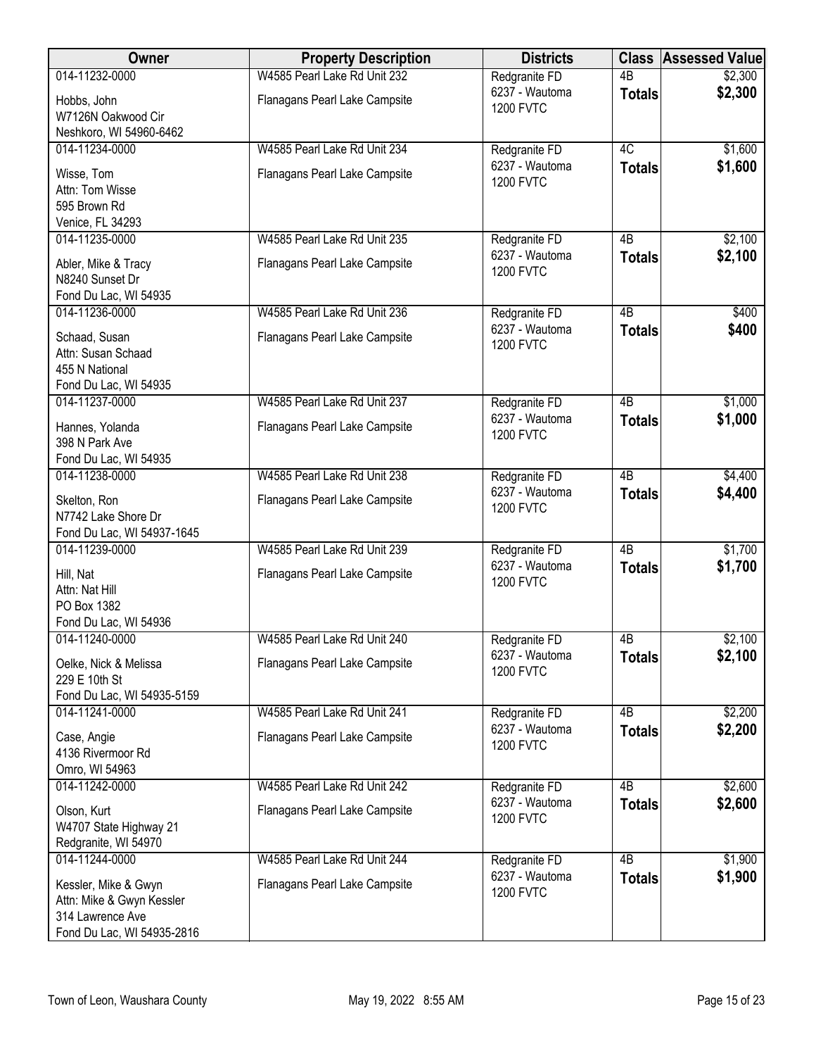| Owner | Property Description | Districts | Class | Assessed Value |
|---|---|---|---|---|
| 014-11232-0000<br>Hobbs, John<br>W7126N Oakwood Cir<br>Neshkoro, WI 54960-6462 | W4585 Pearl Lake Rd Unit 232<br>Flanagans Pearl Lake Campsite | Redgranite FD<br>6237 - Wautoma<br>1200 FVTC | 4B<br>**Totals** | $2,300<br>**$2,300** |
| 014-11234-0000<br>Wisse, Tom<br>Attn: Tom Wisse<br>595 Brown Rd<br>Venice, FL 34293 | W4585 Pearl Lake Rd Unit 234<br>Flanagans Pearl Lake Campsite | Redgranite FD<br>6237 - Wautoma<br>1200 FVTC | 4C<br>**Totals** | $1,600<br>**$1,600** |
| 014-11235-0000<br>Abler, Mike & Tracy<br>N8240 Sunset Dr<br>Fond Du Lac, WI 54935 | W4585 Pearl Lake Rd Unit 235<br>Flanagans Pearl Lake Campsite | Redgranite FD<br>6237 - Wautoma<br>1200 FVTC | 4B<br>**Totals** | $2,100<br>**$2,100** |
| 014-11236-0000<br>Schaad, Susan<br>Attn: Susan Schaad<br>455 N National<br>Fond Du Lac, WI 54935 | W4585 Pearl Lake Rd Unit 236<br>Flanagans Pearl Lake Campsite | Redgranite FD<br>6237 - Wautoma<br>1200 FVTC | 4B<br>**Totals** | $400<br>**$400** |
| 014-11237-0000<br>Hannes, Yolanda<br>398 N Park Ave<br>Fond Du Lac, WI 54935 | W4585 Pearl Lake Rd Unit 237<br>Flanagans Pearl Lake Campsite | Redgranite FD<br>6237 - Wautoma<br>1200 FVTC | 4B<br>**Totals** | $1,000<br>**$1,000** |
| 014-11238-0000<br>Skelton, Ron<br>N7742 Lake Shore Dr<br>Fond Du Lac, WI 54937-1645 | W4585 Pearl Lake Rd Unit 238<br>Flanagans Pearl Lake Campsite | Redgranite FD<br>6237 - Wautoma<br>1200 FVTC | 4B<br>**Totals** | $4,400<br>**$4,400** |
| 014-11239-0000<br>Hill, Nat<br>Attn: Nat Hill<br>PO Box 1382<br>Fond Du Lac, WI 54936 | W4585 Pearl Lake Rd Unit 239<br>Flanagans Pearl Lake Campsite | Redgranite FD<br>6237 - Wautoma<br>1200 FVTC | 4B<br>**Totals** | $1,700<br>**$1,700** |
| 014-11240-0000<br>Oelke, Nick & Melissa<br>229 E 10th St<br>Fond Du Lac, WI 54935-5159 | W4585 Pearl Lake Rd Unit 240<br>Flanagans Pearl Lake Campsite | Redgranite FD<br>6237 - Wautoma<br>1200 FVTC | 4B<br>**Totals** | $2,100<br>**$2,100** |
| 014-11241-0000<br>Case, Angie<br>4136 Rivermoor Rd<br>Omro, WI 54963 | W4585 Pearl Lake Rd Unit 241<br>Flanagans Pearl Lake Campsite | Redgranite FD<br>6237 - Wautoma<br>1200 FVTC | 4B<br>**Totals** | $2,200<br>**$2,200** |
| 014-11242-0000<br>Olson, Kurt<br>W4707 State Highway 21<br>Redgranite, WI 54970 | W4585 Pearl Lake Rd Unit 242<br>Flanagans Pearl Lake Campsite | Redgranite FD<br>6237 - Wautoma<br>1200 FVTC | 4B<br>**Totals** | $2,600<br>**$2,600** |
| 014-11244-0000<br>Kessler, Mike & Gwyn<br>Attn: Mike & Gwyn Kessler<br>314 Lawrence Ave<br>Fond Du Lac, WI 54935-2816 | W4585 Pearl Lake Rd Unit 244<br>Flanagans Pearl Lake Campsite | Redgranite FD<br>6237 - Wautoma<br>1200 FVTC | 4B<br>**Totals** | $1,900<br>**$1,900** |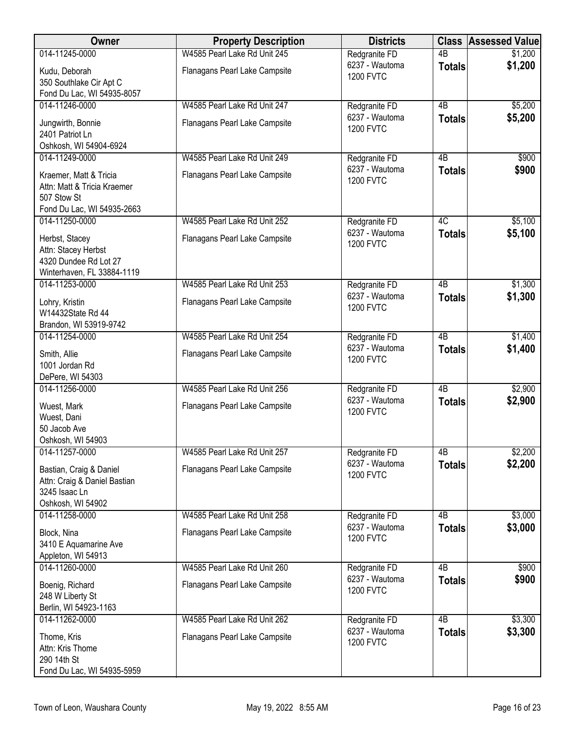| Owner | Property Description | Districts | Class | Assessed Value |
|---|---|---|---|---|
| 014-11245-0000<br>Kudu, Deborah<br>350 Southlake Cir Apt C<br>Fond Du Lac, WI 54935-8057 | W4585 Pearl Lake Rd Unit 245<br>Flanagans Pearl Lake Campsite | Redgranite FD<br>6237 - Wautoma<br>1200 FVTC | 4B<br>**Totals** | $1,200<br>**$1,200** |
| 014-11246-0000<br>Jungwirth, Bonnie<br>2401 Patriot Ln<br>Oshkosh, WI 54904-6924 | W4585 Pearl Lake Rd Unit 247<br>Flanagans Pearl Lake Campsite | Redgranite FD<br>6237 - Wautoma<br>1200 FVTC | 4B<br>**Totals** | $5,200<br>**$5,200** |
| 014-11249-0000<br>Kraemer, Matt & Tricia<br>Attn: Matt & Tricia Kraemer<br>507 Stow St<br>Fond Du Lac, WI 54935-2663 | W4585 Pearl Lake Rd Unit 249<br>Flanagans Pearl Lake Campsite | Redgranite FD<br>6237 - Wautoma<br>1200 FVTC | 4B<br>**Totals** | $900<br>**$900** |
| 014-11250-0000<br>Herbst, Stacey<br>Attn: Stacey Herbst<br>4320 Dundee Rd Lot 27<br>Winterhaven, FL 33884-1119 | W4585 Pearl Lake Rd Unit 252<br>Flanagans Pearl Lake Campsite | Redgranite FD<br>6237 - Wautoma<br>1200 FVTC | 4C<br>**Totals** | $5,100<br>**$5,100** |
| 014-11253-0000<br>Lohry, Kristin<br>W14432State Rd 44<br>Brandon, WI 53919-9742 | W4585 Pearl Lake Rd Unit 253<br>Flanagans Pearl Lake Campsite | Redgranite FD<br>6237 - Wautoma<br>1200 FVTC | 4B<br>**Totals** | $1,300<br>**$1,300** |
| 014-11254-0000<br>Smith, Allie<br>1001 Jordan Rd<br>DePere, WI 54303 | W4585 Pearl Lake Rd Unit 254<br>Flanagans Pearl Lake Campsite | Redgranite FD<br>6237 - Wautoma<br>1200 FVTC | 4B<br>**Totals** | $1,400<br>**$1,400** |
| 014-11256-0000<br>Wuest, Mark<br>Wuest, Dani<br>50 Jacob Ave<br>Oshkosh, WI 54903 | W4585 Pearl Lake Rd Unit 256<br>Flanagans Pearl Lake Campsite | Redgranite FD<br>6237 - Wautoma<br>1200 FVTC | 4B<br>**Totals** | $2,900<br>**$2,900** |
| 014-11257-0000<br>Bastian, Craig & Daniel<br>Attn: Craig & Daniel Bastian<br>3245 Isaac Ln<br>Oshkosh, WI 54902 | W4585 Pearl Lake Rd Unit 257<br>Flanagans Pearl Lake Campsite | Redgranite FD<br>6237 - Wautoma<br>1200 FVTC | 4B<br>**Totals** | $2,200<br>**$2,200** |
| 014-11258-0000<br>Block, Nina<br>3410 E Aquamarine Ave<br>Appleton, WI 54913 | W4585 Pearl Lake Rd Unit 258<br>Flanagans Pearl Lake Campsite | Redgranite FD<br>6237 - Wautoma<br>1200 FVTC | 4B<br>**Totals** | $3,000<br>**$3,000** |
| 014-11260-0000<br>Boenig, Richard<br>248 W Liberty St<br>Berlin, WI 54923-1163 | W4585 Pearl Lake Rd Unit 260<br>Flanagans Pearl Lake Campsite | Redgranite FD<br>6237 - Wautoma<br>1200 FVTC | 4B<br>**Totals** | $900<br>**$900** |
| 014-11262-0000<br>Thome, Kris<br>Attn: Kris Thome<br>290 14th St<br>Fond Du Lac, WI 54935-5959 | W4585 Pearl Lake Rd Unit 262<br>Flanagans Pearl Lake Campsite | Redgranite FD<br>6237 - Wautoma<br>1200 FVTC | 4B<br>**Totals** | $3,300<br>**$3,300** |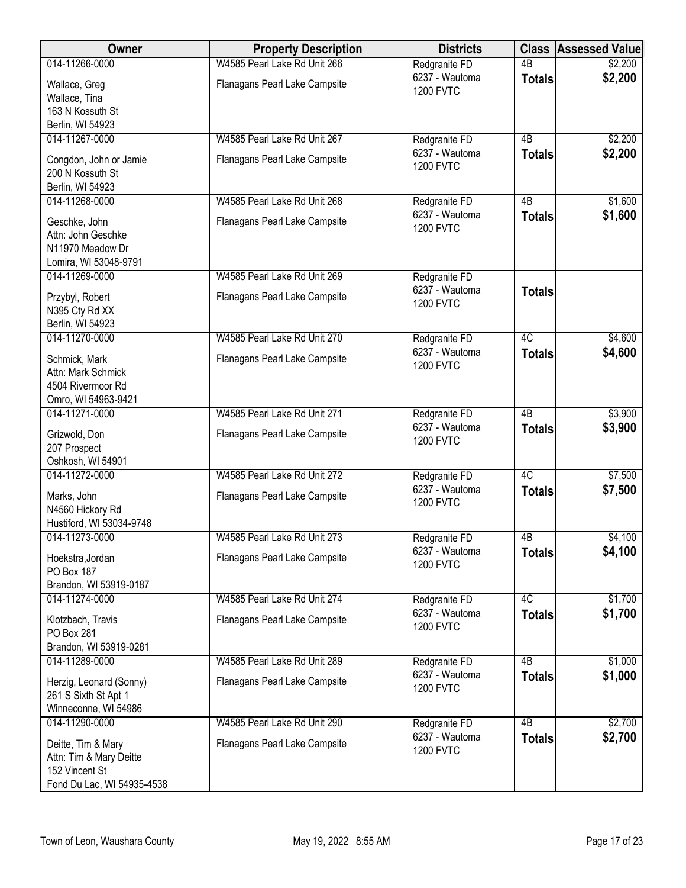| Owner | Property Description | Districts | Class | Assessed Value |
|---|---|---|---|---|
| 014-11266-0000<br>Wallace, Greg<br>Wallace, Tina<br>163 N Kossuth St<br>Berlin, WI 54923 | W4585 Pearl Lake Rd Unit 266<br>Flanagans Pearl Lake Campsite | Redgranite FD<br>6237 - Wautoma<br>1200 FVTC | 4B<br>**Totals** | $2,200<br>**$2,200** |
| 014-11267-0000<br>Congdon, John or Jamie<br>200 N Kossuth St<br>Berlin, WI 54923 | W4585 Pearl Lake Rd Unit 267<br>Flanagans Pearl Lake Campsite | Redgranite FD<br>6237 - Wautoma<br>1200 FVTC | 4B<br>**Totals** | $2,200<br>**$2,200** |
| 014-11268-0000<br>Geschke, John<br>Attn: John Geschke<br>N11970 Meadow Dr<br>Lomira, WI 53048-9791 | W4585 Pearl Lake Rd Unit 268<br>Flanagans Pearl Lake Campsite | Redgranite FD<br>6237 - Wautoma<br>1200 FVTC | 4B<br>**Totals** | $1,600<br>**$1,600** |
| 014-11269-0000<br>Przybyl, Robert<br>N395 Cty Rd XX<br>Berlin, WI 54923 | W4585 Pearl Lake Rd Unit 269<br>Flanagans Pearl Lake Campsite | Redgranite FD<br>6237 - Wautoma<br>1200 FVTC | **Totals** | |
| 014-11270-0000<br>Schmick, Mark<br>Attn: Mark Schmick<br>4504 Rivermoor Rd<br>Omro, WI 54963-9421 | W4585 Pearl Lake Rd Unit 270<br>Flanagans Pearl Lake Campsite | Redgranite FD<br>6237 - Wautoma<br>1200 FVTC | 4C<br>**Totals** | $4,600<br>**$4,600** |
| 014-11271-0000<br>Grizwold, Don<br>207 Prospect<br>Oshkosh, WI 54901 | W4585 Pearl Lake Rd Unit 271<br>Flanagans Pearl Lake Campsite | Redgranite FD<br>6237 - Wautoma<br>1200 FVTC | 4B<br>**Totals** | $3,900<br>**$3,900** |
| 014-11272-0000<br>Marks, John<br>N4560 Hickory Rd<br>Hustiford, WI 53034-9748 | W4585 Pearl Lake Rd Unit 272<br>Flanagans Pearl Lake Campsite | Redgranite FD<br>6237 - Wautoma<br>1200 FVTC | 4C<br>**Totals** | $7,500<br>**$7,500** |
| 014-11273-0000<br>Hoekstra,Jordan<br>PO Box 187<br>Brandon, WI 53919-0187 | W4585 Pearl Lake Rd Unit 273<br>Flanagans Pearl Lake Campsite | Redgranite FD<br>6237 - Wautoma<br>1200 FVTC | 4B<br>**Totals** | $4,100<br>**$4,100** |
| 014-11274-0000<br>Klotzbach, Travis<br>PO Box 281<br>Brandon, WI 53919-0281 | W4585 Pearl Lake Rd Unit 274<br>Flanagans Pearl Lake Campsite | Redgranite FD<br>6237 - Wautoma<br>1200 FVTC | 4C<br>**Totals** | $1,700<br>**$1,700** |
| 014-11289-0000<br>Herzig, Leonard (Sonny)<br>261 S Sixth St Apt 1<br>Winneconne, WI 54986 | W4585 Pearl Lake Rd Unit 289<br>Flanagans Pearl Lake Campsite | Redgranite FD<br>6237 - Wautoma<br>1200 FVTC | 4B<br>**Totals** | $1,000<br>**$1,000** |
| 014-11290-0000<br>Deitte, Tim & Mary<br>Attn: Tim & Mary Deitte<br>152 Vincent St<br>Fond Du Lac, WI 54935-4538 | W4585 Pearl Lake Rd Unit 290<br>Flanagans Pearl Lake Campsite | Redgranite FD<br>6237 - Wautoma<br>1200 FVTC | 4B<br>**Totals** | $2,700<br>**$2,700** |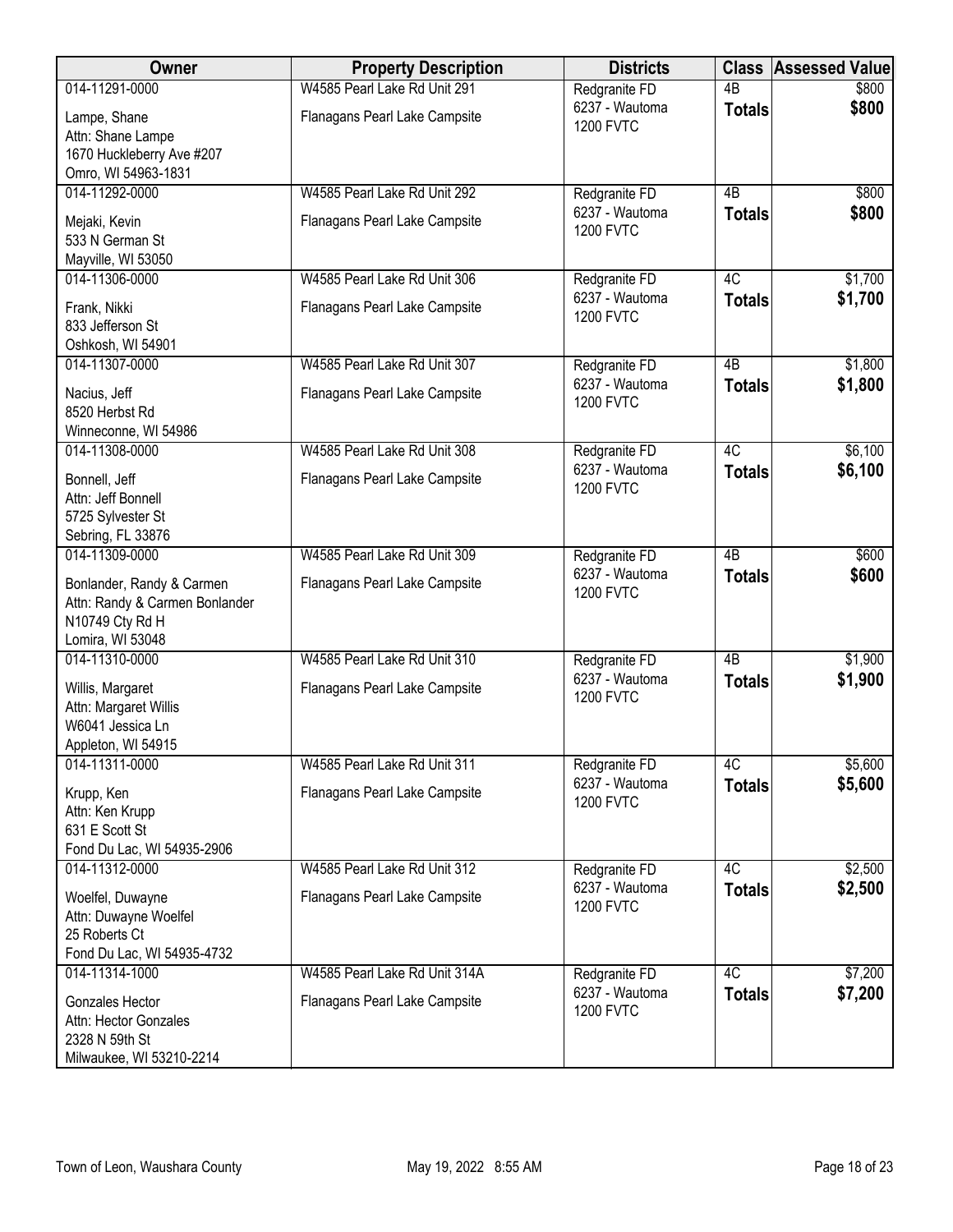| Owner | Property Description | Districts | Class | Assessed Value |
|---|---|---|---|---|
| 014-11291-0000<br>Lampe, Shane<br>Attn: Shane Lampe<br>1670 Huckleberry Ave #207<br>Omro, WI 54963-1831 | W4585 Pearl Lake Rd Unit 291<br>Flanagans Pearl Lake Campsite | Redgranite FD<br>6237 - Wautoma<br>1200 FVTC | 4B<br>**Totals** | $800<br>**$800** |
| 014-11292-0000<br>Mejaki, Kevin<br>533 N German St<br>Mayville, WI 53050 | W4585 Pearl Lake Rd Unit 292<br>Flanagans Pearl Lake Campsite | Redgranite FD<br>6237 - Wautoma<br>1200 FVTC | 4B<br>**Totals** | $800<br>**$800** |
| 014-11306-0000<br>Frank, Nikki<br>833 Jefferson St<br>Oshkosh, WI 54901 | W4585 Pearl Lake Rd Unit 306<br>Flanagans Pearl Lake Campsite | Redgranite FD<br>6237 - Wautoma<br>1200 FVTC | 4C<br>**Totals** | $1,700<br>**$1,700** |
| 014-11307-0000<br>Nacius, Jeff<br>8520 Herbst Rd<br>Winneconne, WI 54986 | W4585 Pearl Lake Rd Unit 307<br>Flanagans Pearl Lake Campsite | Redgranite FD<br>6237 - Wautoma<br>1200 FVTC | 4B<br>**Totals** | $1,800<br>**$1,800** |
| 014-11308-0000<br>Bonnell, Jeff<br>Attn: Jeff Bonnell<br>5725 Sylvester St<br>Sebring, FL 33876 | W4585 Pearl Lake Rd Unit 308<br>Flanagans Pearl Lake Campsite | Redgranite FD<br>6237 - Wautoma<br>1200 FVTC | 4C<br>**Totals** | $6,100<br>**$6,100** |
| 014-11309-0000<br>Bonlander, Randy & Carmen<br>Attn: Randy & Carmen Bonlander<br>N10749 Cty Rd H<br>Lomira, WI 53048 | W4585 Pearl Lake Rd Unit 309<br>Flanagans Pearl Lake Campsite | Redgranite FD<br>6237 - Wautoma<br>1200 FVTC | 4B<br>**Totals** | $600<br>**$600** |
| 014-11310-0000<br>Willis, Margaret<br>Attn: Margaret Willis<br>W6041 Jessica Ln<br>Appleton, WI 54915 | W4585 Pearl Lake Rd Unit 310<br>Flanagans Pearl Lake Campsite | Redgranite FD<br>6237 - Wautoma<br>1200 FVTC | 4B<br>**Totals** | $1,900<br>**$1,900** |
| 014-11311-0000<br>Krupp, Ken<br>Attn: Ken Krupp<br>631 E Scott St<br>Fond Du Lac, WI 54935-2906 | W4585 Pearl Lake Rd Unit 311<br>Flanagans Pearl Lake Campsite | Redgranite FD<br>6237 - Wautoma<br>1200 FVTC | 4C<br>**Totals** | $5,600<br>**$5,600** |
| 014-11312-0000<br>Woelfel, Duwayne<br>Attn: Duwayne Woelfel<br>25 Roberts Ct<br>Fond Du Lac, WI 54935-4732 | W4585 Pearl Lake Rd Unit 312<br>Flanagans Pearl Lake Campsite | Redgranite FD<br>6237 - Wautoma<br>1200 FVTC | 4C<br>**Totals** | $2,500<br>**$2,500** |
| 014-11314-1000<br>Gonzales Hector<br>Attn: Hector Gonzales<br>2328 N 59th St<br>Milwaukee, WI 53210-2214 | W4585 Pearl Lake Rd Unit 314A<br>Flanagans Pearl Lake Campsite | Redgranite FD<br>6237 - Wautoma<br>1200 FVTC | 4C<br>**Totals** | $7,200<br>**$7,200** |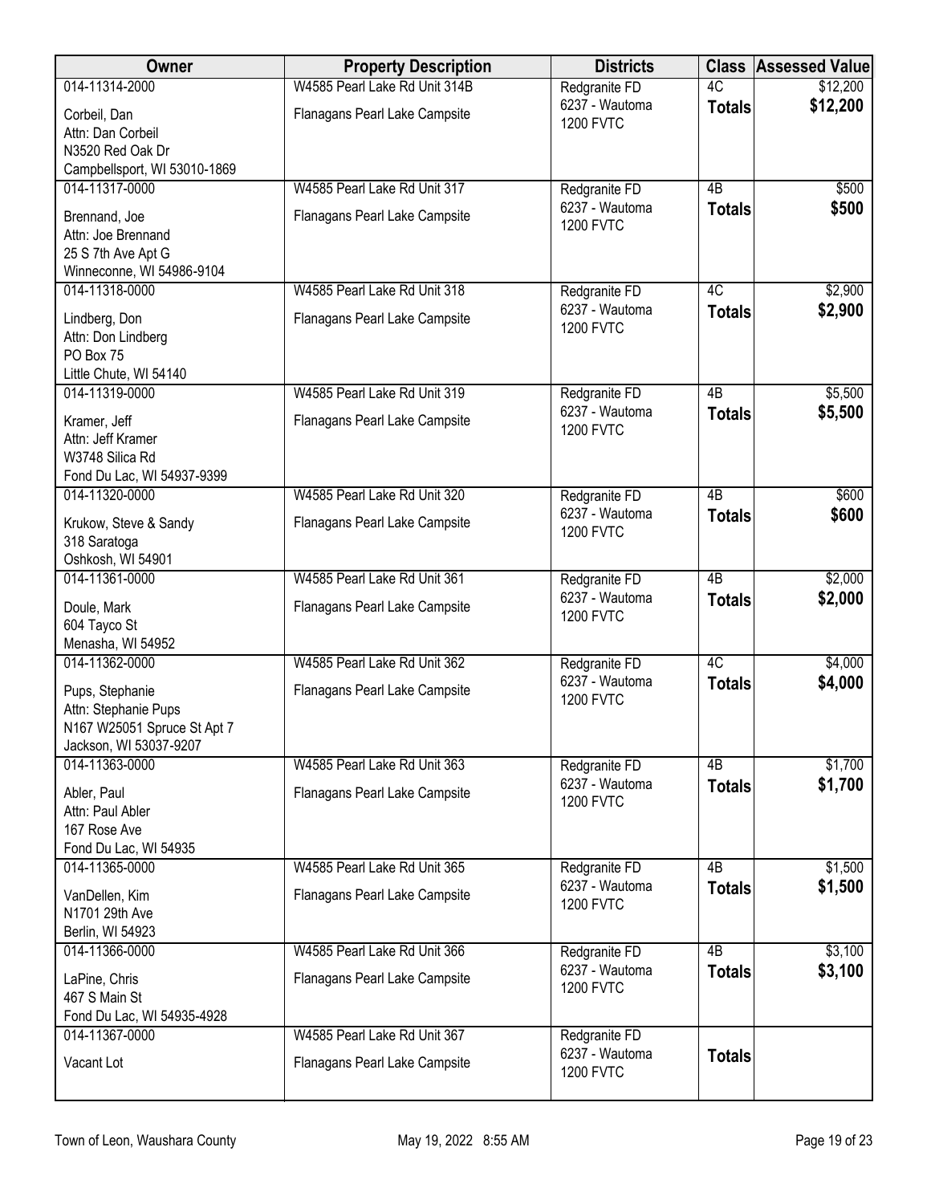| Owner | Property Description | Districts | Class | Assessed Value |
|---|---|---|---|---|
| 014-11314-2000<br>Corbeil, Dan<br>Attn: Dan Corbeil<br>N3520 Red Oak Dr<br>Campbellsport, WI 53010-1869 | W4585 Pearl Lake Rd Unit 314B<br>Flanagans Pearl Lake Campsite | Redgranite FD<br>6237 - Wautoma<br>1200 FVTC | 4C<br>**Totals** | $12,200<br>**$12,200** |
| 014-11317-0000<br>Brennand, Joe<br>Attn: Joe Brennand<br>25 S 7th Ave Apt G<br>Winneconne, WI 54986-9104 | W4585 Pearl Lake Rd Unit 317<br>Flanagans Pearl Lake Campsite | Redgranite FD<br>6237 - Wautoma<br>1200 FVTC | 4B<br>**Totals** | $500<br>**$500** |
| 014-11318-0000<br>Lindberg, Don<br>Attn: Don Lindberg<br>PO Box 75<br>Little Chute, WI 54140 | W4585 Pearl Lake Rd Unit 318<br>Flanagans Pearl Lake Campsite | Redgranite FD<br>6237 - Wautoma<br>1200 FVTC | 4C<br>**Totals** | $2,900<br>**$2,900** |
| 014-11319-0000<br>Kramer, Jeff<br>Attn: Jeff Kramer<br>W3748 Silica Rd<br>Fond Du Lac, WI 54937-9399 | W4585 Pearl Lake Rd Unit 319<br>Flanagans Pearl Lake Campsite | Redgranite FD<br>6237 - Wautoma<br>1200 FVTC | 4B<br>**Totals** | $5,500<br>**$5,500** |
| 014-11320-0000<br>Krukow, Steve & Sandy<br>318 Saratoga<br>Oshkosh, WI 54901 | W4585 Pearl Lake Rd Unit 320<br>Flanagans Pearl Lake Campsite | Redgranite FD<br>6237 - Wautoma<br>1200 FVTC | 4B<br>**Totals** | $600<br>**$600** |
| 014-11361-0000<br>Doule, Mark<br>604 Tayco St<br>Menasha, WI 54952 | W4585 Pearl Lake Rd Unit 361<br>Flanagans Pearl Lake Campsite | Redgranite FD<br>6237 - Wautoma<br>1200 FVTC | 4B<br>**Totals** | $2,000<br>**$2,000** |
| 014-11362-0000<br>Pups, Stephanie<br>Attn: Stephanie Pups<br>N167 W25051 Spruce St Apt 7<br>Jackson, WI 53037-9207 | W4585 Pearl Lake Rd Unit 362<br>Flanagans Pearl Lake Campsite | Redgranite FD<br>6237 - Wautoma<br>1200 FVTC | 4C<br>**Totals** | $4,000<br>**$4,000** |
| 014-11363-0000<br>Abler, Paul<br>Attn: Paul Abler<br>167 Rose Ave<br>Fond Du Lac, WI 54935 | W4585 Pearl Lake Rd Unit 363<br>Flanagans Pearl Lake Campsite | Redgranite FD<br>6237 - Wautoma<br>1200 FVTC | 4B<br>**Totals** | $1,700<br>**$1,700** |
| 014-11365-0000<br>VanDellen, Kim<br>N1701 29th Ave<br>Berlin, WI 54923 | W4585 Pearl Lake Rd Unit 365<br>Flanagans Pearl Lake Campsite | Redgranite FD<br>6237 - Wautoma<br>1200 FVTC | 4B<br>**Totals** | $1,500<br>**$1,500** |
| 014-11366-0000<br>LaPine, Chris<br>467 S Main St<br>Fond Du Lac, WI 54935-4928 | W4585 Pearl Lake Rd Unit 366<br>Flanagans Pearl Lake Campsite | Redgranite FD<br>6237 - Wautoma<br>1200 FVTC | 4B<br>**Totals** | $3,100<br>**$3,100** |
| 014-11367-0000<br>Vacant Lot | W4585 Pearl Lake Rd Unit 367<br>Flanagans Pearl Lake Campsite | Redgranite FD<br>6237 - Wautoma<br>1200 FVTC | **Totals** | |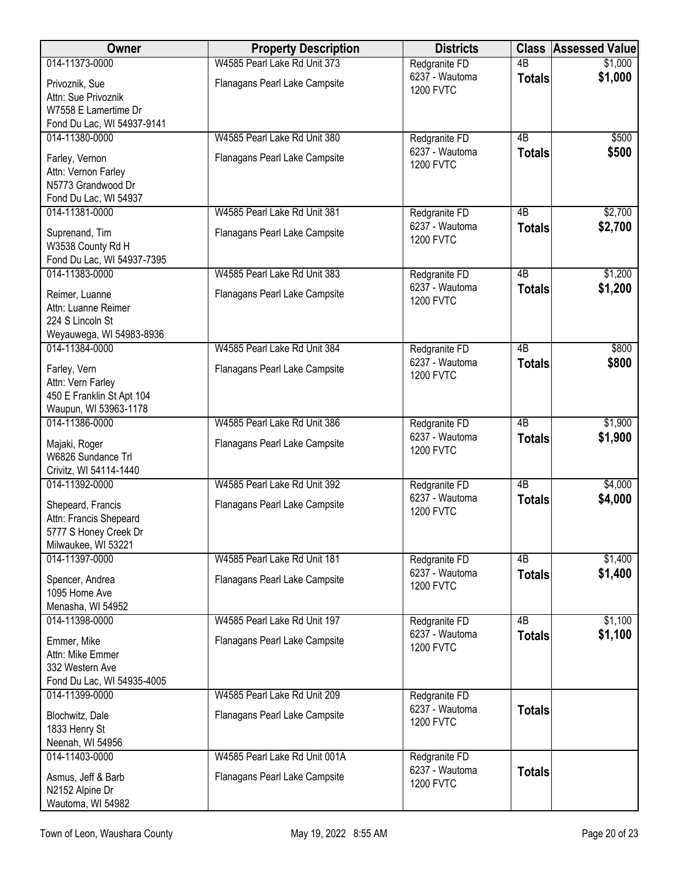| Owner | Property Description | Districts | Class | Assessed Value |
|---|---|---|---|---|
| 014-11373-0000<br>Privoznik, Sue<br>Attn: Sue Privoznik<br>W7558 E Lamertime Dr<br>Fond Du Lac, WI 54937-9141 | W4585 Pearl Lake Rd Unit 373<br>Flanagans Pearl Lake Campsite | Redgranite FD<br>6237 - Wautoma<br>1200 FVTC | 4B<br>**Totals** | $1,000<br>**$1,000** |
| 014-11380-0000<br>Farley, Vernon<br>Attn: Vernon Farley<br>N5773 Grandwood Dr<br>Fond Du Lac, WI 54937 | W4585 Pearl Lake Rd Unit 380<br>Flanagans Pearl Lake Campsite | Redgranite FD<br>6237 - Wautoma<br>1200 FVTC | 4B<br>**Totals** | $500<br>**$500** |
| 014-11381-0000<br>Suprenand, Tim<br>W3538 County Rd H<br>Fond Du Lac, WI 54937-7395 | W4585 Pearl Lake Rd Unit 381<br>Flanagans Pearl Lake Campsite | Redgranite FD<br>6237 - Wautoma<br>1200 FVTC | 4B<br>**Totals** | $2,700<br>**$2,700** |
| 014-11383-0000<br>Reimer, Luanne<br>Attn: Luanne Reimer<br>224 S Lincoln St<br>Weyauwega, WI 54983-8936 | W4585 Pearl Lake Rd Unit 383<br>Flanagans Pearl Lake Campsite | Redgranite FD<br>6237 - Wautoma<br>1200 FVTC | 4B<br>**Totals** | $1,200<br>**$1,200** |
| 014-11384-0000<br>Farley, Vern<br>Attn: Vern Farley<br>450 E Franklin St Apt 104<br>Waupun, WI 53963-1178 | W4585 Pearl Lake Rd Unit 384<br>Flanagans Pearl Lake Campsite | Redgranite FD<br>6237 - Wautoma<br>1200 FVTC | 4B<br>**Totals** | $800<br>**$800** |
| 014-11386-0000<br>Majaki, Roger<br>W6826 Sundance Trl<br>Crivitz, WI 54114-1440 | W4585 Pearl Lake Rd Unit 386<br>Flanagans Pearl Lake Campsite | Redgranite FD<br>6237 - Wautoma<br>1200 FVTC | 4B<br>**Totals** | $1,900<br>**$1,900** |
| 014-11392-0000<br>Shepeard, Francis<br>Attn: Francis Shepeard<br>5777 S Honey Creek Dr<br>Milwaukee, WI 53221 | W4585 Pearl Lake Rd Unit 392<br>Flanagans Pearl Lake Campsite | Redgranite FD<br>6237 - Wautoma<br>1200 FVTC | 4B<br>**Totals** | $4,000<br>**$4,000** |
| 014-11397-0000<br>Spencer, Andrea<br>1095 Home Ave<br>Menasha, WI 54952 | W4585 Pearl Lake Rd Unit 181<br>Flanagans Pearl Lake Campsite | Redgranite FD<br>6237 - Wautoma<br>1200 FVTC | 4B<br>**Totals** | $1,400<br>**$1,400** |
| 014-11398-0000<br>Emmer, Mike<br>Attn: Mike Emmer<br>332 Western Ave<br>Fond Du Lac, WI 54935-4005 | W4585 Pearl Lake Rd Unit 197<br>Flanagans Pearl Lake Campsite | Redgranite FD<br>6237 - Wautoma<br>1200 FVTC | 4B<br>**Totals** | $1,100<br>**$1,100** |
| 014-11399-0000<br>Blochwitz, Dale<br>1833 Henry St<br>Neenah, WI 54956 | W4585 Pearl Lake Rd Unit 209<br>Flanagans Pearl Lake Campsite | Redgranite FD<br>6237 - Wautoma<br>1200 FVTC | **Totals** | |
| 014-11403-0000<br>Asmus, Jeff & Barb<br>N2152 Alpine Dr<br>Wautoma, WI 54982 | W4585 Pearl Lake Rd Unit 001A<br>Flanagans Pearl Lake Campsite | Redgranite FD<br>6237 - Wautoma<br>1200 FVTC | **Totals** | |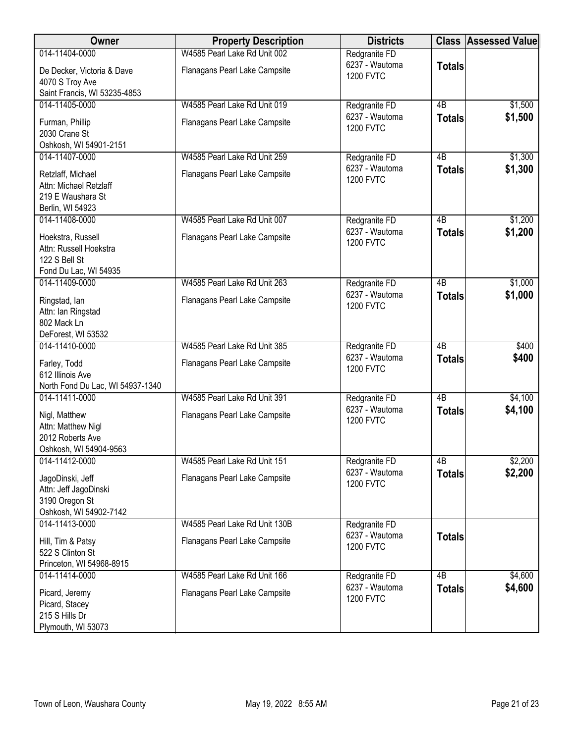| Owner | Property Description | Districts | Class | Assessed Value |
|---|---|---|---|---|
| 014-11404-0000<br>De Decker, Victoria & Dave<br>4070 S Troy Ave<br>Saint Francis, WI 53235-4853 | W4585 Pearl Lake Rd Unit 002<br>Flanagans Pearl Lake Campsite | Redgranite FD<br>6237 - Wautoma<br>1200 FVTC | **Totals** | |
| 014-11405-0000<br>Furman, Phillip<br>2030 Crane St<br>Oshkosh, WI 54901-2151 | W4585 Pearl Lake Rd Unit 019<br>Flanagans Pearl Lake Campsite | Redgranite FD<br>6237 - Wautoma<br>1200 FVTC | 4B<br>**Totals** | $1,500<br>**$1,500** |
| 014-11407-0000<br>Retzlaff, Michael<br>Attn: Michael Retzlaff<br>219 E Waushara St<br>Berlin, WI 54923 | W4585 Pearl Lake Rd Unit 259<br>Flanagans Pearl Lake Campsite | Redgranite FD<br>6237 - Wautoma<br>1200 FVTC | 4B<br>**Totals** | $1,300<br>**$1,300** |
| 014-11408-0000<br>Hoekstra, Russell<br>Attn: Russell Hoekstra<br>122 S Bell St<br>Fond Du Lac, WI 54935 | W4585 Pearl Lake Rd Unit 007<br>Flanagans Pearl Lake Campsite | Redgranite FD<br>6237 - Wautoma<br>1200 FVTC | 4B<br>**Totals** | $1,200<br>**$1,200** |
| 014-11409-0000<br>Ringstad, Ian<br>Attn: Ian Ringstad<br>802 Mack Ln<br>DeForest, WI 53532 | W4585 Pearl Lake Rd Unit 263<br>Flanagans Pearl Lake Campsite | Redgranite FD<br>6237 - Wautoma<br>1200 FVTC | 4B<br>**Totals** | $1,000<br>**$1,000** |
| 014-11410-0000<br>Farley, Todd<br>612 Illinois Ave<br>North Fond Du Lac, WI 54937-1340 | W4585 Pearl Lake Rd Unit 385<br>Flanagans Pearl Lake Campsite | Redgranite FD<br>6237 - Wautoma<br>1200 FVTC | 4B<br>**Totals** | $400<br>**$400** |
| 014-11411-0000<br>Nigl, Matthew<br>Attn: Matthew Nigl<br>2012 Roberts Ave<br>Oshkosh, WI 54904-9563 | W4585 Pearl Lake Rd Unit 391<br>Flanagans Pearl Lake Campsite | Redgranite FD<br>6237 - Wautoma<br>1200 FVTC | 4B<br>**Totals** | $4,100<br>**$4,100** |
| 014-11412-0000<br>JagoDinski, Jeff<br>Attn: Jeff JagoDinski<br>3190 Oregon St<br>Oshkosh, WI 54902-7142 | W4585 Pearl Lake Rd Unit 151<br>Flanagans Pearl Lake Campsite | Redgranite FD<br>6237 - Wautoma<br>1200 FVTC | 4B<br>**Totals** | $2,200<br>**$2,200** |
| 014-11413-0000<br>Hill, Tim & Patsy<br>522 S Clinton St<br>Princeton, WI 54968-8915 | W4585 Pearl Lake Rd Unit 130B<br>Flanagans Pearl Lake Campsite | Redgranite FD<br>6237 - Wautoma<br>1200 FVTC | **Totals** | |
| 014-11414-0000<br>Picard, Jeremy<br>Picard, Stacey<br>215 S Hills Dr<br>Plymouth, WI 53073 | W4585 Pearl Lake Rd Unit 166<br>Flanagans Pearl Lake Campsite | Redgranite FD<br>6237 - Wautoma<br>1200 FVTC | 4B<br>**Totals** | $4,600<br>**$4,600** |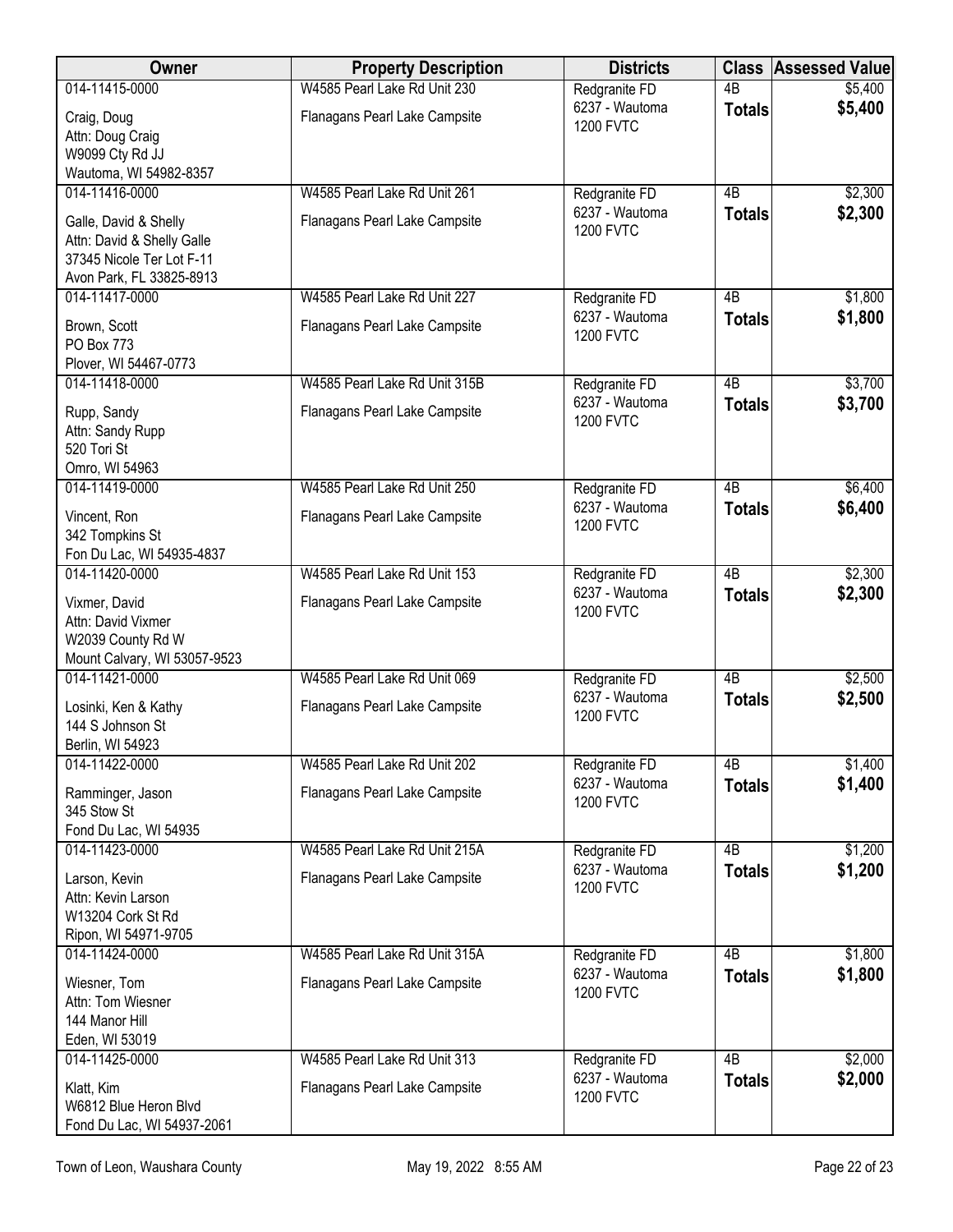| Owner | Property Description | Districts | Class | Assessed Value |
|---|---|---|---|---|
| 014-11415-0000<br>Craig, Doug<br>Attn: Doug Craig<br>W9099 Cty Rd JJ<br>Wautoma, WI 54982-8357 | W4585 Pearl Lake Rd Unit 230<br>Flanagans Pearl Lake Campsite | Redgranite FD<br>6237 - Wautoma<br>1200 FVTC | 4B<br>**Totals** | $5,400<br>**$5,400** |
| 014-11416-0000<br>Galle, David & Shelly<br>Attn: David & Shelly Galle<br>37345 Nicole Ter Lot F-11<br>Avon Park, FL 33825-8913 | W4585 Pearl Lake Rd Unit 261<br>Flanagans Pearl Lake Campsite | Redgranite FD<br>6237 - Wautoma<br>1200 FVTC | 4B<br>**Totals** | $2,300<br>**$2,300** |
| 014-11417-0000<br>Brown, Scott<br>PO Box 773<br>Plover, WI 54467-0773 | W4585 Pearl Lake Rd Unit 227<br>Flanagans Pearl Lake Campsite | Redgranite FD<br>6237 - Wautoma<br>1200 FVTC | 4B<br>**Totals** | $1,800<br>**$1,800** |
| 014-11418-0000<br>Rupp, Sandy<br>Attn: Sandy Rupp<br>520 Tori St<br>Omro, WI 54963 | W4585 Pearl Lake Rd Unit 315B<br>Flanagans Pearl Lake Campsite | Redgranite FD<br>6237 - Wautoma<br>1200 FVTC | 4B<br>**Totals** | $3,700<br>**$3,700** |
| 014-11419-0000<br>Vincent, Ron<br>342 Tompkins St<br>Fon Du Lac, WI 54935-4837 | W4585 Pearl Lake Rd Unit 250<br>Flanagans Pearl Lake Campsite | Redgranite FD<br>6237 - Wautoma<br>1200 FVTC | 4B<br>**Totals** | $6,400<br>**$6,400** |
| 014-11420-0000<br>Vixmer, David<br>Attn: David Vixmer<br>W2039 County Rd W<br>Mount Calvary, WI 53057-9523 | W4585 Pearl Lake Rd Unit 153<br>Flanagans Pearl Lake Campsite | Redgranite FD<br>6237 - Wautoma<br>1200 FVTC | 4B<br>**Totals** | $2,300<br>**$2,300** |
| 014-11421-0000<br>Losinki, Ken & Kathy<br>144 S Johnson St<br>Berlin, WI 54923 | W4585 Pearl Lake Rd Unit 069<br>Flanagans Pearl Lake Campsite | Redgranite FD<br>6237 - Wautoma<br>1200 FVTC | 4B<br>**Totals** | $2,500<br>**$2,500** |
| 014-11422-0000<br>Ramminger, Jason<br>345 Stow St<br>Fond Du Lac, WI 54935 | W4585 Pearl Lake Rd Unit 202<br>Flanagans Pearl Lake Campsite | Redgranite FD<br>6237 - Wautoma<br>1200 FVTC | 4B<br>**Totals** | $1,400<br>**$1,400** |
| 014-11423-0000<br>Larson, Kevin<br>Attn: Kevin Larson<br>W13204 Cork St Rd<br>Ripon, WI 54971-9705 | W4585 Pearl Lake Rd Unit 215A<br>Flanagans Pearl Lake Campsite | Redgranite FD<br>6237 - Wautoma<br>1200 FVTC | 4B<br>**Totals** | $1,200<br>**$1,200** |
| 014-11424-0000<br>Wiesner, Tom<br>Attn: Tom Wiesner<br>144 Manor Hill<br>Eden, WI 53019 | W4585 Pearl Lake Rd Unit 315A<br>Flanagans Pearl Lake Campsite | Redgranite FD<br>6237 - Wautoma<br>1200 FVTC | 4B<br>**Totals** | $1,800<br>**$1,800** |
| 014-11425-0000<br>Klatt, Kim<br>W6812 Blue Heron Blvd<br>Fond Du Lac, WI 54937-2061 | W4585 Pearl Lake Rd Unit 313<br>Flanagans Pearl Lake Campsite | Redgranite FD<br>6237 - Wautoma<br>1200 FVTC | 4B<br>**Totals** | $2,000<br>**$2,000** |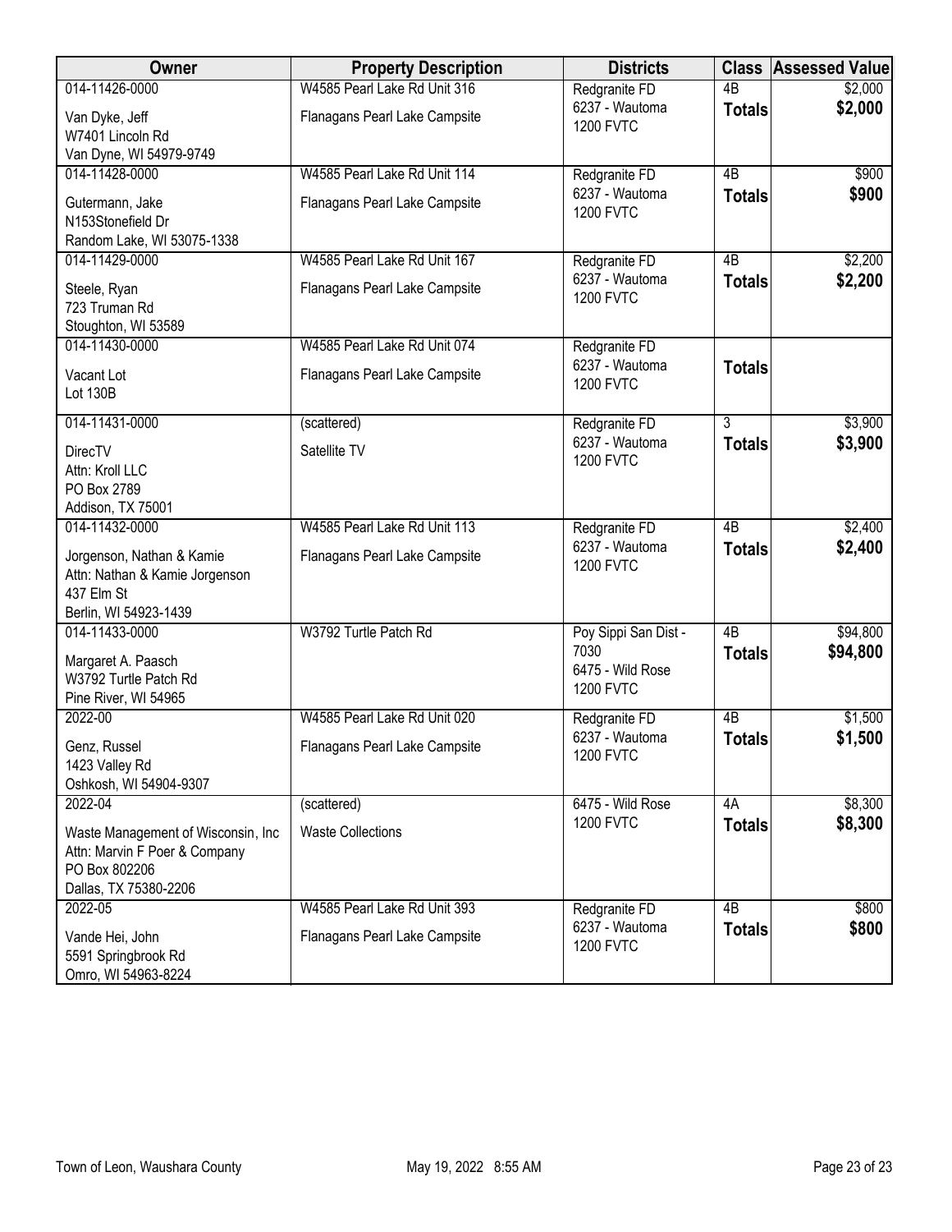| Owner | Property Description | Districts | Class | Assessed Value |
|---|---|---|---|---|
| 014-11426-0000<br>Van Dyke, Jeff<br>W7401 Lincoln Rd<br>Van Dyne, WI 54979-9749 | W4585 Pearl Lake Rd Unit 316<br>Flanagans Pearl Lake Campsite | Redgranite FD<br>6237 - Wautoma<br>1200 FVTC | 4B<br>**Totals** | $2,000<br>**$2,000** |
| 014-11428-0000<br>Gutermann, Jake<br>N153Stonefield Dr<br>Random Lake, WI 53075-1338 | W4585 Pearl Lake Rd Unit 114<br>Flanagans Pearl Lake Campsite | Redgranite FD<br>6237 - Wautoma<br>1200 FVTC | 4B<br>**Totals** | $900<br>**$900** |
| 014-11429-0000<br>Steele, Ryan<br>723 Truman Rd<br>Stoughton, WI 53589 | W4585 Pearl Lake Rd Unit 167<br>Flanagans Pearl Lake Campsite | Redgranite FD<br>6237 - Wautoma<br>1200 FVTC | 4B<br>**Totals** | $2,200<br>**$2,200** |
| 014-11430-0000<br>Vacant Lot<br>Lot 130B | W4585 Pearl Lake Rd Unit 074<br>Flanagans Pearl Lake Campsite | Redgranite FD<br>6237 - Wautoma<br>1200 FVTC | **Totals** | |
| 014-11431-0000<br>DirecTV<br>Attn: Kroll LLC<br>PO Box 2789<br>Addison, TX 75001 | (scattered)<br>Satellite TV | Redgranite FD<br>6237 - Wautoma<br>1200 FVTC | 3<br>**Totals** | $3,900<br>**$3,900** |
| 014-11432-0000<br>Jorgenson, Nathan & Kamie<br>Attn: Nathan & Kamie Jorgenson<br>437 Elm St<br>Berlin, WI 54923-1439 | W4585 Pearl Lake Rd Unit 113<br>Flanagans Pearl Lake Campsite | Redgranite FD<br>6237 - Wautoma<br>1200 FVTC | 4B<br>**Totals** | $2,400<br>**$2,400** |
| 014-11433-0000<br>Margaret A. Paasch<br>W3792 Turtle Patch Rd<br>Pine River, WI 54965 | W3792 Turtle Patch Rd | Poy Sippi San Dist - 7030<br>6475 - Wild Rose<br>1200 FVTC | 4B<br>**Totals** | $94,800<br>**$94,800** |
| 2022-00<br>Genz, Russel<br>1423 Valley Rd<br>Oshkosh, WI 54904-9307 | W4585 Pearl Lake Rd Unit 020<br>Flanagans Pearl Lake Campsite | Redgranite FD<br>6237 - Wautoma<br>1200 FVTC | 4B<br>**Totals** | $1,500<br>**$1,500** |
| 2022-04<br>Waste Management of Wisconsin, Inc<br>Attn: Marvin F Poer & Company<br>PO Box 802206<br>Dallas, TX 75380-2206 | (scattered)<br>Waste Collections | 6475 - Wild Rose<br>1200 FVTC | 4A<br>**Totals** | $8,300<br>**$8,300** |
| 2022-05<br>Vande Hei, John<br>5591 Springbrook Rd<br>Omro, WI 54963-8224 | W4585 Pearl Lake Rd Unit 393<br>Flanagans Pearl Lake Campsite | Redgranite FD<br>6237 - Wautoma<br>1200 FVTC | 4B<br>**Totals** | $800<br>**$800** |